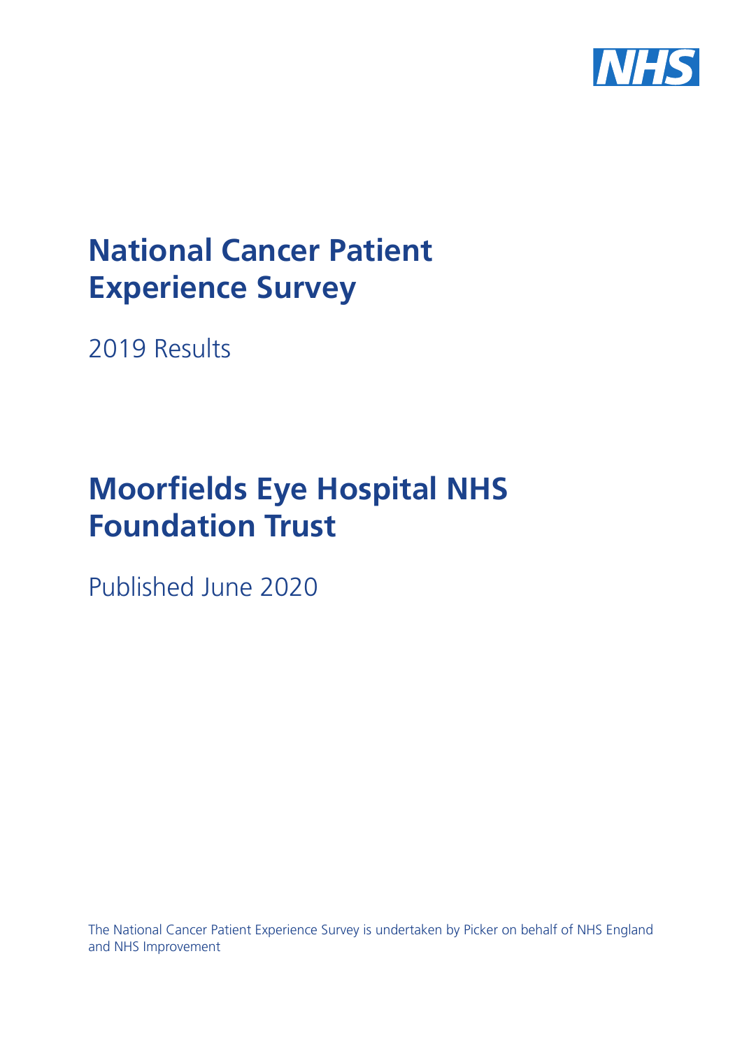# National Cancer Patient Experience Survey

2019 Results

# Moorfields Eye Hospital NHS Foundation Trust

Published June 2020

The National Cancer Patient Experience Survey is undertaken by Picker on behalf of NHS England and NHS Improvement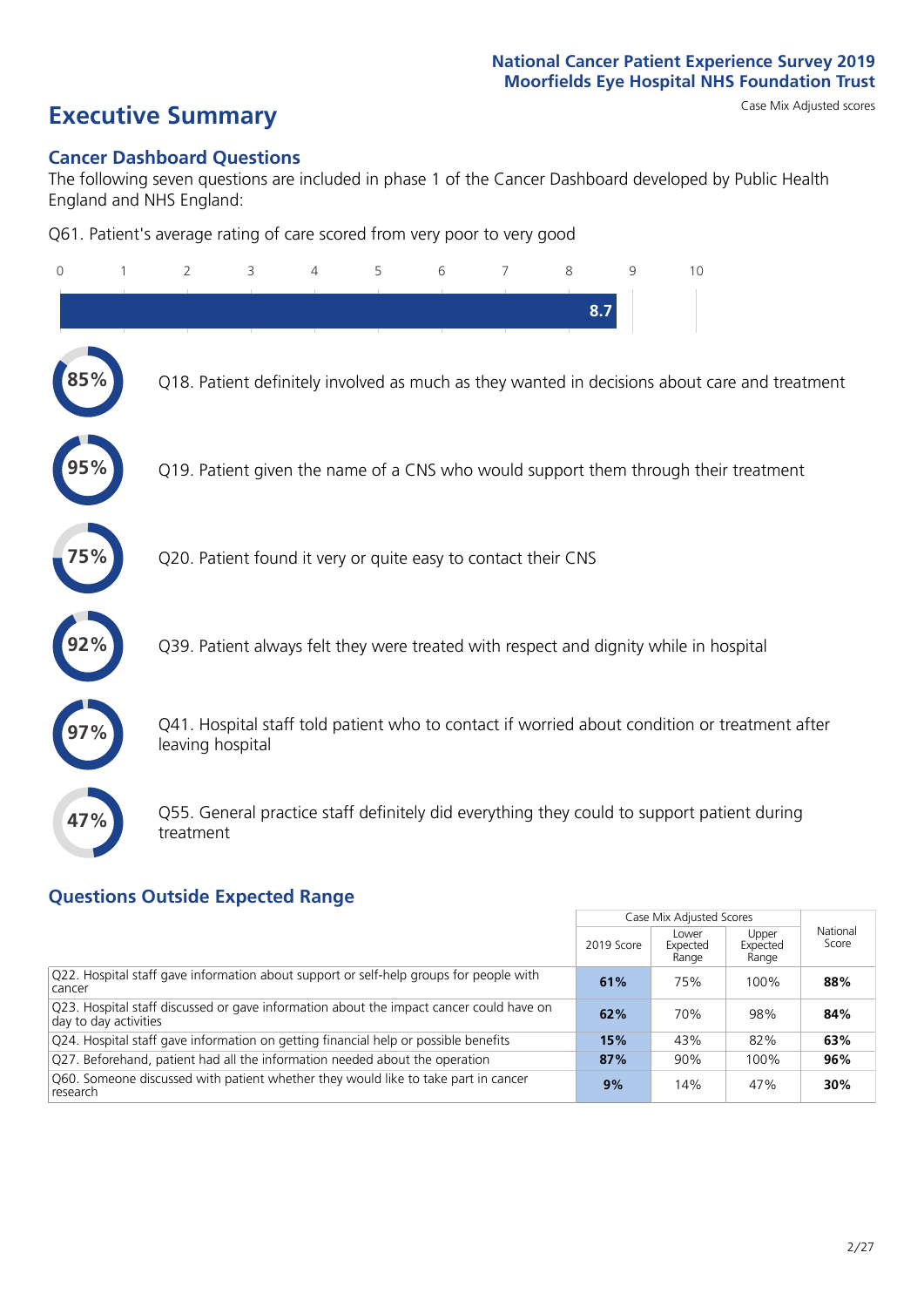National Cancer Patient Experience Survey 2019
Moorfields Eye Hospital NHS Foundation Trust

# Executive Summary

Case Mix Adjusted scores

## Cancer Dashboard Questions

The following seven questions are included in phase 1 of the Cancer Dashboard developed by Public Health England and NHS England:

Q61. Patient's average rating of care scored from very poor to very good

8.7

85% Q18. Patient definitely involved as much as they wanted in decisions about care and treatment

95% Q19. Patient given the name of a CNS who would support them through their treatment

75% Q20. Patient found it very or quite easy to contact their CNS

92% Q39. Patient always felt they were treated with respect and dignity while in hospital

97% Q41. Hospital staff told patient who to contact if worried about condition or treatment after leaving hospital

47% Q55. General practice staff definitely did everything they could to support patient during treatment

## Questions Outside Expected Range

| | Case Mix Adjusted Scores | | | National Score |
|---|---|---|---|---|
| | 2019 Score | Lower Expected Range | Upper Expected Range | |
| Q22. Hospital staff gave information about support or self-help groups for people with cancer | **61%** | 75% | 100% | **88%** |
| Q23. Hospital staff discussed or gave information about the impact cancer could have on day to day activities | **62%** | 70% | 98% | **84%** |
| Q24. Hospital staff gave information on getting financial help or possible benefits | **15%** | 43% | 82% | **63%** |
| Q27. Beforehand, patient had all the information needed about the operation | **87%** | 90% | 100% | **96%** |
| Q60. Someone discussed with patient whether they would like to take part in cancer research | **9%** | 14% | 47% | **30%** |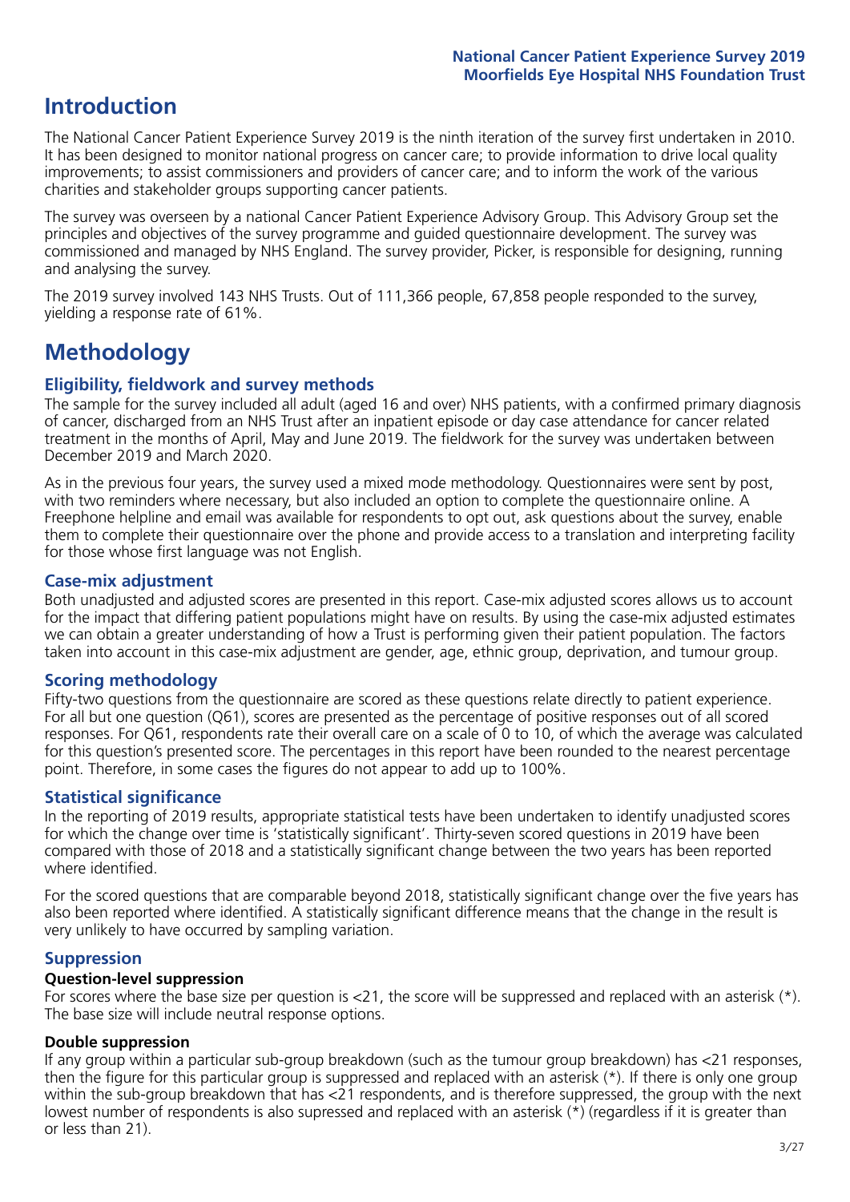# Introduction

The National Cancer Patient Experience Survey 2019 is the ninth iteration of the survey first undertaken in 2010. It has been designed to monitor national progress on cancer care; to provide information to drive local quality improvements; to assist commissioners and providers of cancer care; and to inform the work of the various charities and stakeholder groups supporting cancer patients.

The survey was overseen by a national Cancer Patient Experience Advisory Group. This Advisory Group set the principles and objectives of the survey programme and guided questionnaire development. The survey was commissioned and managed by NHS England. The survey provider, Picker, is responsible for designing, running and analysing the survey.

The 2019 survey involved 143 NHS Trusts. Out of 111,366 people, 67,858 people responded to the survey, yielding a response rate of 61%.

# Methodology

## Eligibility, fieldwork and survey methods

The sample for the survey included all adult (aged 16 and over) NHS patients, with a confirmed primary diagnosis of cancer, discharged from an NHS Trust after an inpatient episode or day case attendance for cancer related treatment in the months of April, May and June 2019. The fieldwork for the survey was undertaken between December 2019 and March 2020.

As in the previous four years, the survey used a mixed mode methodology. Questionnaires were sent by post, with two reminders where necessary, but also included an option to complete the questionnaire online. A Freephone helpline and email was available for respondents to opt out, ask questions about the survey, enable them to complete their questionnaire over the phone and provide access to a translation and interpreting facility for those whose first language was not English.

## Case-mix adjustment

Both unadjusted and adjusted scores are presented in this report. Case-mix adjusted scores allows us to account for the impact that differing patient populations might have on results. By using the case-mix adjusted estimates we can obtain a greater understanding of how a Trust is performing given their patient population. The factors taken into account in this case-mix adjustment are gender, age, ethnic group, deprivation, and tumour group.

## Scoring methodology

Fifty-two questions from the questionnaire are scored as these questions relate directly to patient experience. For all but one question (Q61), scores are presented as the percentage of positive responses out of all scored responses. For Q61, respondents rate their overall care on a scale of 0 to 10, of which the average was calculated for this question's presented score. The percentages in this report have been rounded to the nearest percentage point. Therefore, in some cases the figures do not appear to add up to 100%.

## Statistical significance

In the reporting of 2019 results, appropriate statistical tests have been undertaken to identify unadjusted scores for which the change over time is 'statistically significant'. Thirty-seven scored questions in 2019 have been compared with those of 2018 and a statistically significant change between the two years has been reported where identified.

For the scored questions that are comparable beyond 2018, statistically significant change over the five years has also been reported where identified. A statistically significant difference means that the change in the result is very unlikely to have occurred by sampling variation.

## Suppression

### Question-level suppression

For scores where the base size per question is <21, the score will be suppressed and replaced with an asterisk (*). The base size will include neutral response options.

### Double suppression

If any group within a particular sub-group breakdown (such as the tumour group breakdown) has <21 responses, then the figure for this particular group is suppressed and replaced with an asterisk (*). If there is only one group within the sub-group breakdown that has <21 respondents, and is therefore suppressed, the group with the next lowest number of respondents is also supressed and replaced with an asterisk (*) (regardless if it is greater than or less than 21).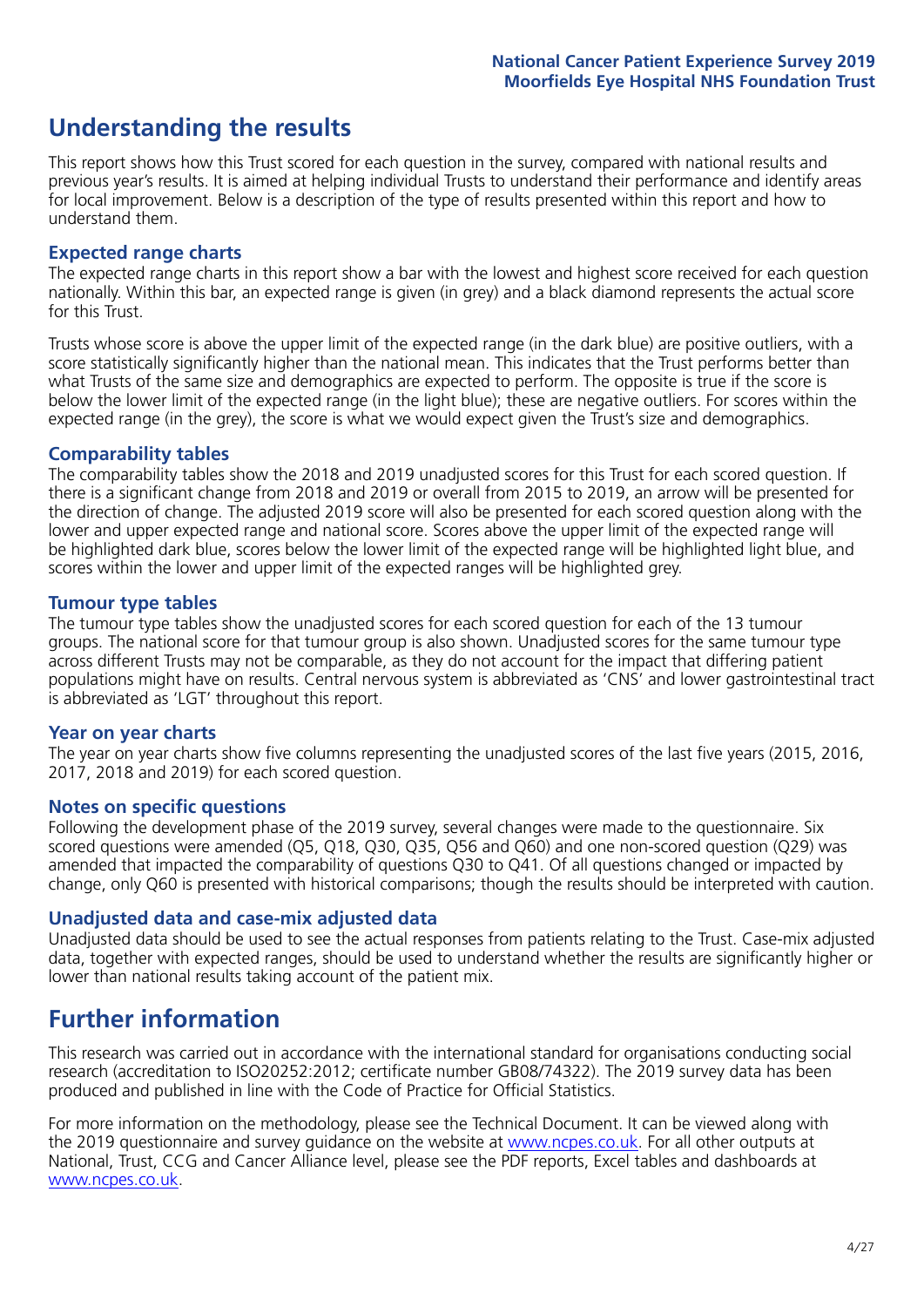## Understanding the results

This report shows how this Trust scored for each question in the survey, compared with national results and previous year's results. It is aimed at helping individual Trusts to understand their performance and identify areas for local improvement. Below is a description of the type of results presented within this report and how to understand them.

### Expected range charts

The expected range charts in this report show a bar with the lowest and highest score received for each question nationally. Within this bar, an expected range is given (in grey) and a black diamond represents the actual score for this Trust.

Trusts whose score is above the upper limit of the expected range (in the dark blue) are positive outliers, with a score statistically significantly higher than the national mean. This indicates that the Trust performs better than what Trusts of the same size and demographics are expected to perform. The opposite is true if the score is below the lower limit of the expected range (in the light blue); these are negative outliers. For scores within the expected range (in the grey), the score is what we would expect given the Trust's size and demographics.

### Comparability tables

The comparability tables show the 2018 and 2019 unadjusted scores for this Trust for each scored question. If there is a significant change from 2018 and 2019 or overall from 2015 to 2019, an arrow will be presented for the direction of change. The adjusted 2019 score will also be presented for each scored question along with the lower and upper expected range and national score. Scores above the upper limit of the expected range will be highlighted dark blue, scores below the lower limit of the expected range will be highlighted light blue, and scores within the lower and upper limit of the expected ranges will be highlighted grey.

### Tumour type tables

The tumour type tables show the unadjusted scores for each scored question for each of the 13 tumour groups. The national score for that tumour group is also shown. Unadjusted scores for the same tumour type across different Trusts may not be comparable, as they do not account for the impact that differing patient populations might have on results. Central nervous system is abbreviated as 'CNS' and lower gastrointestinal tract is abbreviated as 'LGT' throughout this report.

### Year on year charts

The year on year charts show five columns representing the unadjusted scores of the last five years (2015, 2016, 2017, 2018 and 2019) for each scored question.

### Notes on specific questions

Following the development phase of the 2019 survey, several changes were made to the questionnaire. Six scored questions were amended (Q5, Q18, Q30, Q35, Q56 and Q60) and one non-scored question (Q29) was amended that impacted the comparability of questions Q30 to Q41. Of all questions changed or impacted by change, only Q60 is presented with historical comparisons; though the results should be interpreted with caution.

### Unadjusted data and case-mix adjusted data

Unadjusted data should be used to see the actual responses from patients relating to the Trust. Case-mix adjusted data, together with expected ranges, should be used to understand whether the results are significantly higher or lower than national results taking account of the patient mix.

## Further information

This research was carried out in accordance with the international standard for organisations conducting social research (accreditation to ISO20252:2012; certificate number GB08/74322). The 2019 survey data has been produced and published in line with the Code of Practice for Official Statistics.

For more information on the methodology, please see the Technical Document. It can be viewed along with the 2019 questionnaire and survey guidance on the website at www.ncpes.co.uk. For all other outputs at National, Trust, CCG and Cancer Alliance level, please see the PDF reports, Excel tables and dashboards at www.ncpes.co.uk.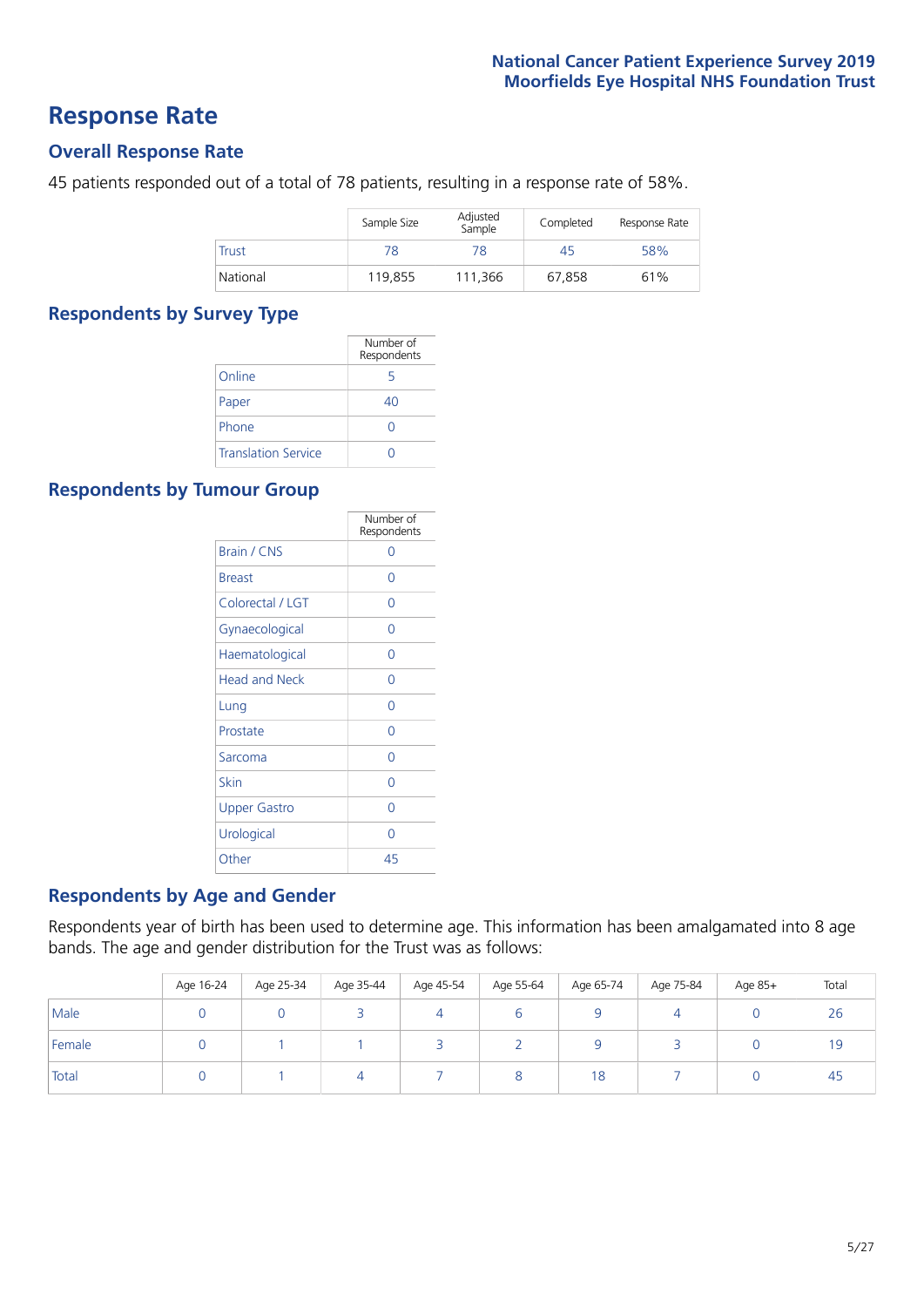# Response Rate

## Overall Response Rate

45 patients responded out of a total of 78 patients, resulting in a response rate of 58%.

| | Sample Size | Adjusted Sample | Completed | Response Rate |
|---|---|---|---|---|
| Trust | 78 | 78 | 45 | 58% |
| National | 119,855 | 111,366 | 67,858 | 61% |

## Respondents by Survey Type

| | Number of Respondents |
|---|---|
| Online | 5 |
| Paper | 40 |
| Phone | 0 |
| Translation Service | 0 |

## Respondents by Tumour Group

| | Number of Respondents |
|---|---|
| Brain / CNS | 0 |
| Breast | 0 |
| Colorectal / LGT | 0 |
| Gynaecological | 0 |
| Haematological | 0 |
| Head and Neck | 0 |
| Lung | 0 |
| Prostate | 0 |
| Sarcoma | 0 |
| Skin | 0 |
| Upper Gastro | 0 |
| Urological | 0 |
| Other | 45 |

## Respondents by Age and Gender

Respondents year of birth has been used to determine age. This information has been amalgamated into 8 age bands. The age and gender distribution for the Trust was as follows:

| | Age 16-24 | Age 25-34 | Age 35-44 | Age 45-54 | Age 55-64 | Age 65-74 | Age 75-84 | Age 85+ | Total |
|---|---|---|---|---|---|---|---|---|---|
| Male | 0 | 0 | 3 | 4 | 6 | 9 | 4 | 0 | 26 |
| Female | 0 | 1 | 1 | 3 | 2 | 9 | 3 | 0 | 19 |
| Total | 0 | 1 | 4 | 7 | 8 | 18 | 7 | 0 | 45 |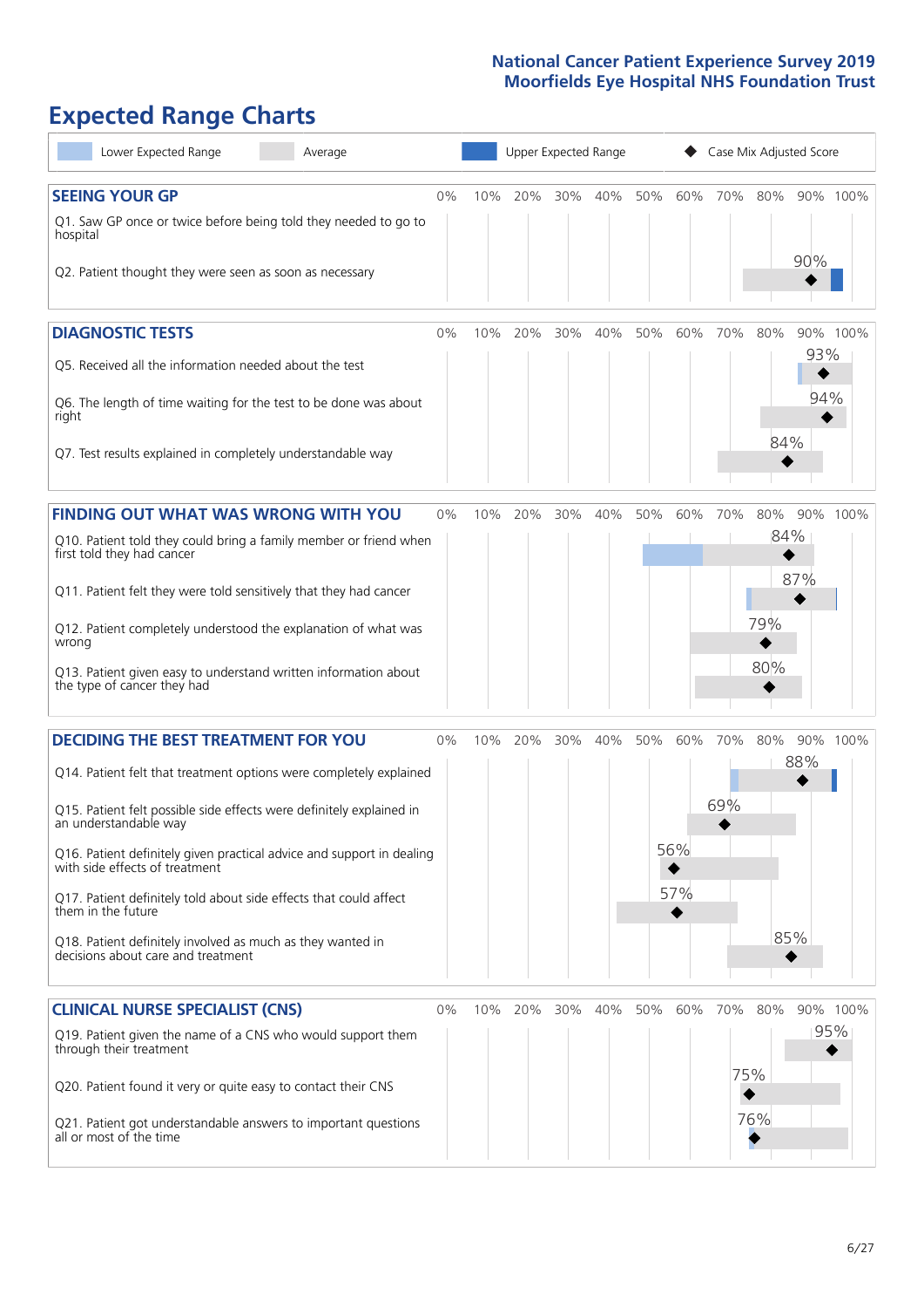# Expected Range Charts

Lower Expected Range | Average | Upper Expected Range | ◆ Case Mix Adjusted Score

## SEEING YOUR GP

| Question | Case Mix Adjusted Score |
|---|---|
| Q1. Saw GP once or twice before being told they needed to go to hospital | |
| Q2. Patient thought they were seen as soon as necessary | 90% |

## DIAGNOSTIC TESTS

| Question | Case Mix Adjusted Score |
|---|---|
| Q5. Received all the information needed about the test | 93% |
| Q6. The length of time waiting for the test to be done was about right | 94% |
| Q7. Test results explained in completely understandable way | 84% |

## FINDING OUT WHAT WAS WRONG WITH YOU

| Question | Case Mix Adjusted Score |
|---|---|
| Q10. Patient told they could bring a family member or friend when first told they had cancer | 84% |
| Q11. Patient felt they were told sensitively that they had cancer | 87% |
| Q12. Patient completely understood the explanation of what was wrong | 79% |
| Q13. Patient given easy to understand written information about the type of cancer they had | 80% |

## DECIDING THE BEST TREATMENT FOR YOU

| Question | Case Mix Adjusted Score |
|---|---|
| Q14. Patient felt that treatment options were completely explained | 88% |
| Q15. Patient felt possible side effects were definitely explained in an understandable way | 69% |
| Q16. Patient definitely given practical advice and support in dealing with side effects of treatment | 56% |
| Q17. Patient definitely told about side effects that could affect them in the future | 57% |
| Q18. Patient definitely involved as much as they wanted in decisions about care and treatment | 85% |

## CLINICAL NURSE SPECIALIST (CNS)

| Question | Case Mix Adjusted Score |
|---|---|
| Q19. Patient given the name of a CNS who would support them through their treatment | 95% |
| Q20. Patient found it very or quite easy to contact their CNS | 75% |
| Q21. Patient got understandable answers to important questions all or most of the time | 76% |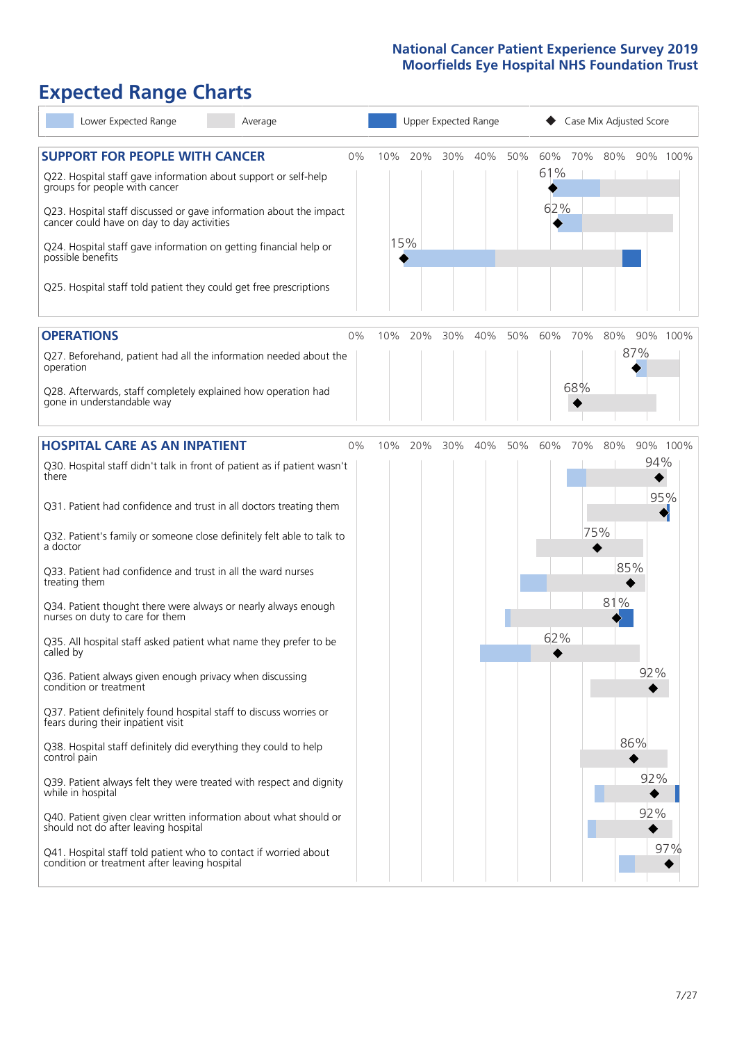# Expected Range Charts

Lower Expected Range | Average | Upper Expected Range | Case Mix Adjusted Score

## SUPPORT FOR PEOPLE WITH CANCER

| Question | Case Mix Adjusted Score |
|---|---|
| Q22. Hospital staff gave information about support or self-help groups for people with cancer | 61% |
| Q23. Hospital staff discussed or gave information about the impact cancer could have on day to day activities | 62% |
| Q24. Hospital staff gave information on getting financial help or possible benefits | 15% |
| Q25. Hospital staff told patient they could get free prescriptions | |

## OPERATIONS

| Question | Case Mix Adjusted Score |
|---|---|
| Q27. Beforehand, patient had all the information needed about the operation | 87% |
| Q28. Afterwards, staff completely explained how operation had gone in understandable way | 68% |

## HOSPITAL CARE AS AN INPATIENT

| Question | Case Mix Adjusted Score |
|---|---|
| Q30. Hospital staff didn't talk in front of patient as if patient wasn't there | 94% |
| Q31. Patient had confidence and trust in all doctors treating them | 95% |
| Q32. Patient's family or someone close definitely felt able to talk to a doctor | 75% |
| Q33. Patient had confidence and trust in all the ward nurses treating them | 85% |
| Q34. Patient thought there were always or nearly always enough nurses on duty to care for them | 81% |
| Q35. All hospital staff asked patient what name they prefer to be called by | 62% |
| Q36. Patient always given enough privacy when discussing condition or treatment | 92% |
| Q37. Patient definitely found hospital staff to discuss worries or fears during their inpatient visit | |
| Q38. Hospital staff definitely did everything they could to help control pain | 86% |
| Q39. Patient always felt they were treated with respect and dignity while in hospital | 92% |
| Q40. Patient given clear written information about what should or should not do after leaving hospital | 92% |
| Q41. Hospital staff told patient who to contact if worried about condition or treatment after leaving hospital | 97% |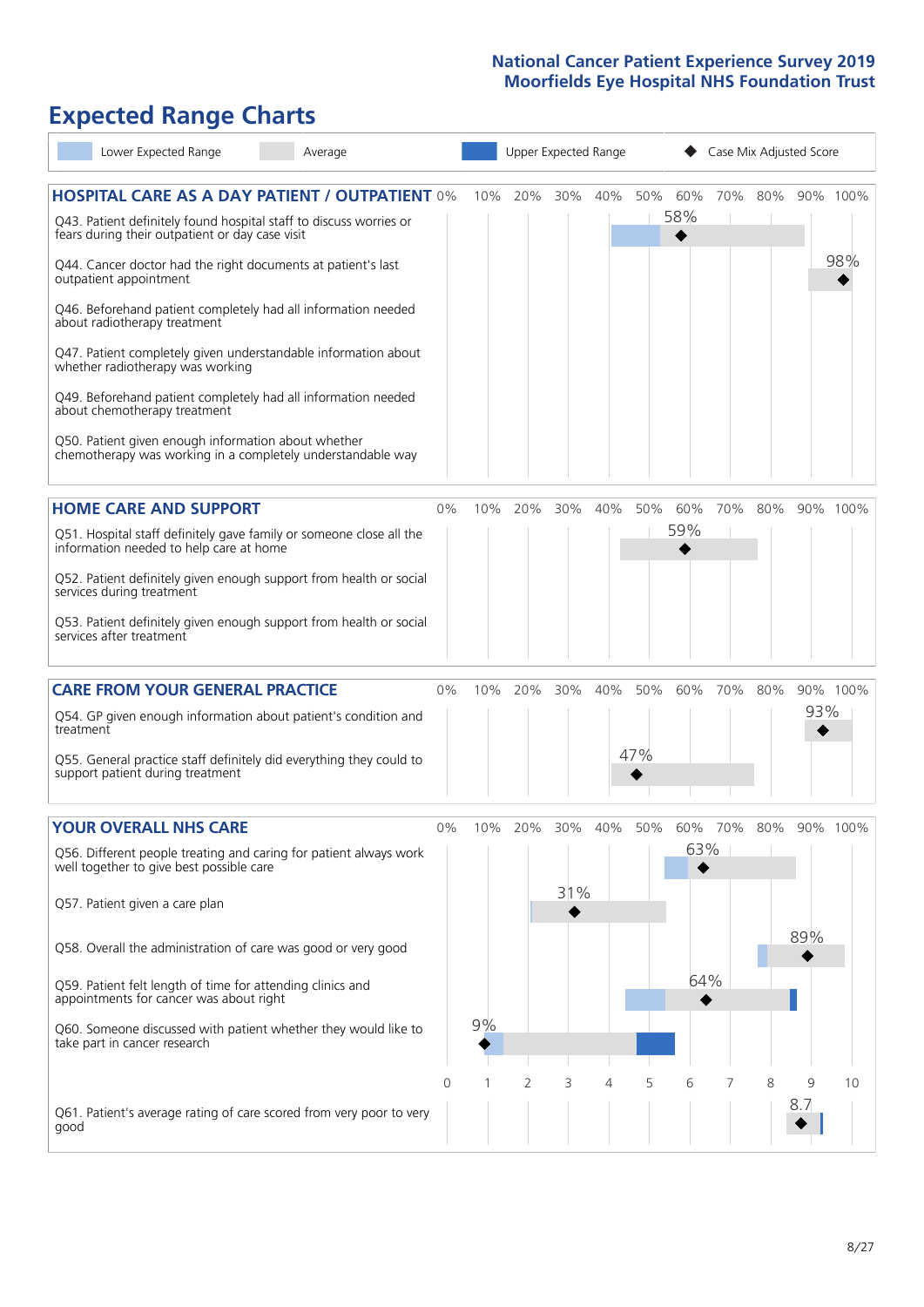# Expected Range Charts

Lower Expected Range | Average | Upper Expected Range | Case Mix Adjusted Score

## HOSPITAL CARE AS A DAY PATIENT / OUTPATIENT

| Question | Case Mix Adjusted Score |
|---|---|
| Q43. Patient definitely found hospital staff to discuss worries or fears during their outpatient or day case visit | 58% |
| Q44. Cancer doctor had the right documents at patient's last outpatient appointment | 98% |
| Q46. Beforehand patient completely had all information needed about radiotherapy treatment | |
| Q47. Patient completely given understandable information about whether radiotherapy was working | |
| Q49. Beforehand patient completely had all information needed about chemotherapy treatment | |
| Q50. Patient given enough information about whether chemotherapy was working in a completely understandable way | |

## HOME CARE AND SUPPORT

| Question | Case Mix Adjusted Score |
|---|---|
| Q51. Hospital staff definitely gave family or someone close all the information needed to help care at home | 59% |
| Q52. Patient definitely given enough support from health or social services during treatment | |
| Q53. Patient definitely given enough support from health or social services after treatment | |

## CARE FROM YOUR GENERAL PRACTICE

| Question | Case Mix Adjusted Score |
|---|---|
| Q54. GP given enough information about patient's condition and treatment | 93% |
| Q55. General practice staff definitely did everything they could to support patient during treatment | 47% |

## YOUR OVERALL NHS CARE

| Question | Case Mix Adjusted Score |
|---|---|
| Q56. Different people treating and caring for patient always work well together to give best possible care | 63% |
| Q57. Patient given a care plan | 31% |
| Q58. Overall the administration of care was good or very good | 89% |
| Q59. Patient felt length of time for attending clinics and appointments for cancer was about right | 64% |
| Q60. Someone discussed with patient whether they would like to take part in cancer research | 9% |
| Q61. Patient's average rating of care scored from very poor to very good | 8.7 |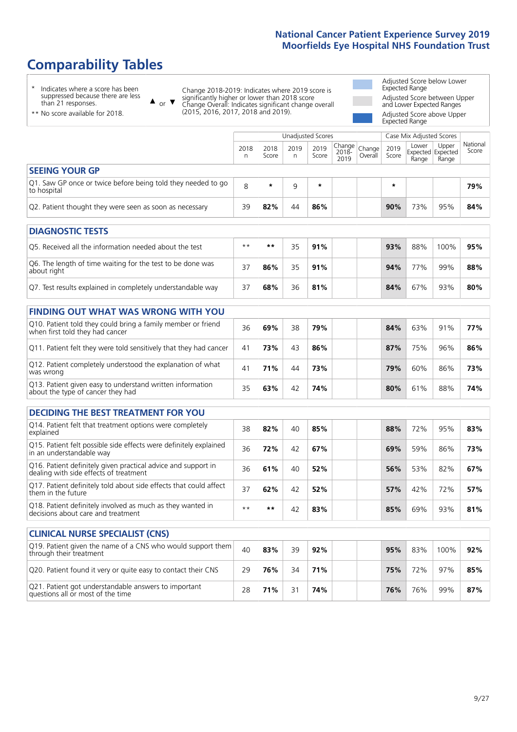# Comparability Tables

\* Indicates where a score has been suppressed because there are less than 21 responses.

\*\* No score available for 2018.

▲ or ▼ Change 2018-2019: Indicates where 2019 score is significantly higher or lower than 2018 score
Change Overall: Indicates significant change overall (2015, 2016, 2017, 2018 and 2019).

Adjusted Score below Lower Expected Range

Adjusted Score between Upper and Lower Expected Ranges

Adjusted Score above Upper Expected Range

| | Unadjusted Scores | | | | | | Case Mix Adjusted Scores | | | |
|---|---|---|---|---|---|---|---|---|---|---|
| | 2018 n | 2018 Score | 2019 n | 2019 Score | Change 2018-2019 | Change Overall | 2019 Score | Lower Expected Range | Upper Expected Range | National Score |
| **SEEING YOUR GP** | | | | | | | | | | |
| Q1. Saw GP once or twice before being told they needed to go to hospital | 8 | * | 9 | * | | | * | | | 79% |
| Q2. Patient thought they were seen as soon as necessary | 39 | 82% | 44 | 86% | | | 90% | 73% | 95% | 84% |
| **DIAGNOSTIC TESTS** | | | | | | | | | | |
| Q5. Received all the information needed about the test | ** | ** | 35 | 91% | | | 93% | 88% | 100% | 95% |
| Q6. The length of time waiting for the test to be done was about right | 37 | 86% | 35 | 91% | | | 94% | 77% | 99% | 88% |
| Q7. Test results explained in completely understandable way | 37 | 68% | 36 | 81% | | | 84% | 67% | 93% | 80% |
| **FINDING OUT WHAT WAS WRONG WITH YOU** | | | | | | | | | | |
| Q10. Patient told they could bring a family member or friend when first told they had cancer | 36 | 69% | 38 | 79% | | | 84% | 63% | 91% | 77% |
| Q11. Patient felt they were told sensitively that they had cancer | 41 | 73% | 43 | 86% | | | 87% | 75% | 96% | 86% |
| Q12. Patient completely understood the explanation of what was wrong | 41 | 71% | 44 | 73% | | | 79% | 60% | 86% | 73% |
| Q13. Patient given easy to understand written information about the type of cancer they had | 35 | 63% | 42 | 74% | | | 80% | 61% | 88% | 74% |
| **DECIDING THE BEST TREATMENT FOR YOU** | | | | | | | | | | |
| Q14. Patient felt that treatment options were completely explained | 38 | 82% | 40 | 85% | | | 88% | 72% | 95% | 83% |
| Q15. Patient felt possible side effects were definitely explained in an understandable way | 36 | 72% | 42 | 67% | | | 69% | 59% | 86% | 73% |
| Q16. Patient definitely given practical advice and support in dealing with side effects of treatment | 36 | 61% | 40 | 52% | | | 56% | 53% | 82% | 67% |
| Q17. Patient definitely told about side effects that could affect them in the future | 37 | 62% | 42 | 52% | | | 57% | 42% | 72% | 57% |
| Q18. Patient definitely involved as much as they wanted in decisions about care and treatment | ** | ** | 42 | 83% | | | 85% | 69% | 93% | 81% |
| **CLINICAL NURSE SPECIALIST (CNS)** | | | | | | | | | | |
| Q19. Patient given the name of a CNS who would support them through their treatment | 40 | 83% | 39 | 92% | | | 95% | 83% | 100% | 92% |
| Q20. Patient found it very or quite easy to contact their CNS | 29 | 76% | 34 | 71% | | | 75% | 72% | 97% | 85% |
| Q21. Patient got understandable answers to important questions all or most of the time | 28 | 71% | 31 | 74% | | | 76% | 76% | 99% | 87% |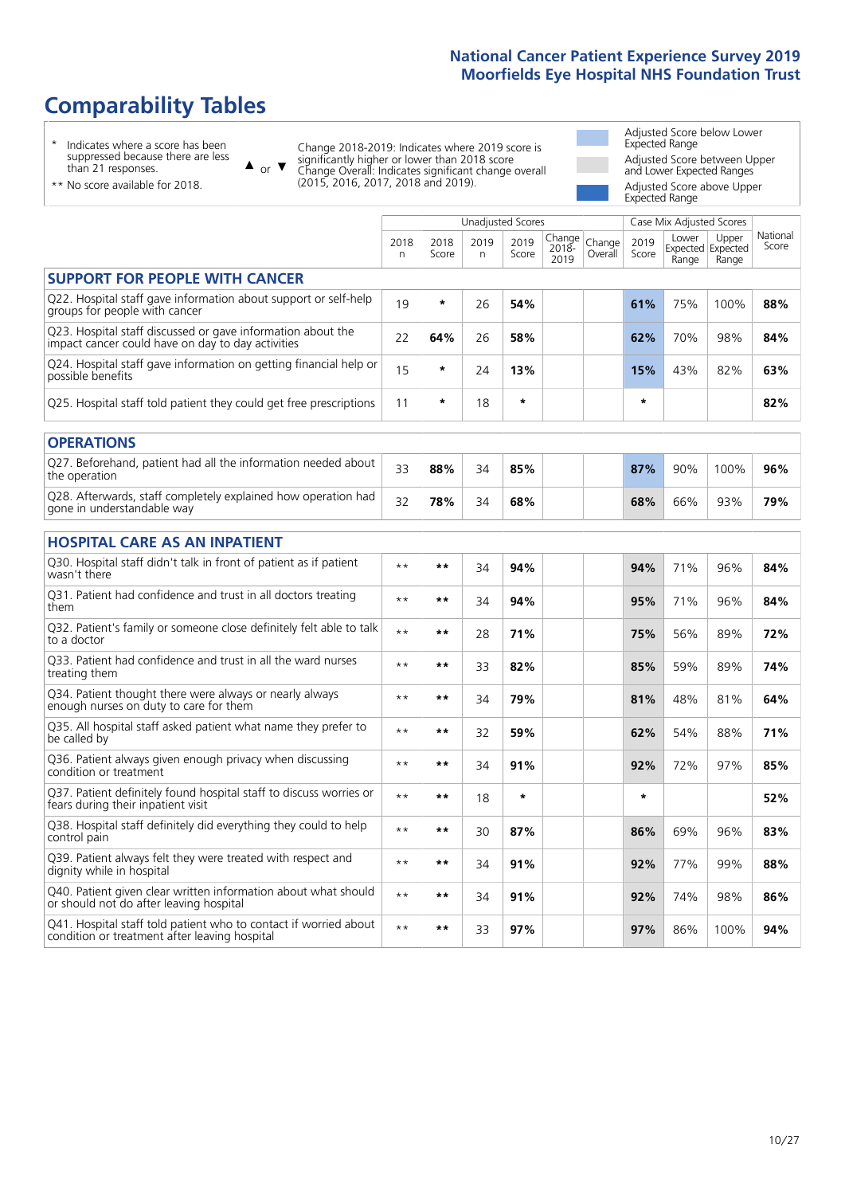# Comparability Tables

- \* Indicates where a score has been suppressed because there are less than 21 responses.
- \*\* No score available for 2018.

▲ or ▼ Change 2018-2019: Indicates where 2019 score is significantly higher or lower than 2018 score. Change Overall: Indicates significant change overall (2015, 2016, 2017, 2018 and 2019).

- Adjusted Score below Lower Expected Range
- Adjusted Score between Upper and Lower Expected Ranges
- Adjusted Score above Upper Expected Range

| | Unadjusted Scores | | | | | | Case Mix Adjusted Scores | | | |
|---|---|---|---|---|---|---|---|---|---|---|
| | 2018 n | 2018 Score | 2019 n | 2019 Score | Change 2018-2019 | Change Overall | 2019 Score | Lower Expected Range | Upper Expected Range | National Score |
| **SUPPORT FOR PEOPLE WITH CANCER** | | | | | | | | | | |
| Q22. Hospital staff gave information about support or self-help groups for people with cancer | 19 | * | 26 | **54%** | | | **61%** | 75% | 100% | **88%** |
| Q23. Hospital staff discussed or gave information about the impact cancer could have on day to day activities | 22 | **64%** | 26 | **58%** | | | **62%** | 70% | 98% | **84%** |
| Q24. Hospital staff gave information on getting financial help or possible benefits | 15 | * | 24 | **13%** | | | **15%** | 43% | 82% | **63%** |
| Q25. Hospital staff told patient they could get free prescriptions | 11 | * | 18 | * | | | * | | | **82%** |
| **OPERATIONS** | | | | | | | | | | |
| Q27. Beforehand, patient had all the information needed about the operation | 33 | **88%** | 34 | **85%** | | | **87%** | 90% | 100% | **96%** |
| Q28. Afterwards, staff completely explained how operation had gone in understandable way | 32 | **78%** | 34 | **68%** | | | **68%** | 66% | 93% | **79%** |
| **HOSPITAL CARE AS AN INPATIENT** | | | | | | | | | | |
| Q30. Hospital staff didn't talk in front of patient as if patient wasn't there | ** | ** | 34 | **94%** | | | **94%** | 71% | 96% | **84%** |
| Q31. Patient had confidence and trust in all doctors treating them | ** | ** | 34 | **94%** | | | **95%** | 71% | 96% | **84%** |
| Q32. Patient's family or someone close definitely felt able to talk to a doctor | ** | ** | 28 | **71%** | | | **75%** | 56% | 89% | **72%** |
| Q33. Patient had confidence and trust in all the ward nurses treating them | ** | ** | 33 | **82%** | | | **85%** | 59% | 89% | **74%** |
| Q34. Patient thought there were always or nearly always enough nurses on duty to care for them | ** | ** | 34 | **79%** | | | **81%** | 48% | 81% | **64%** |
| Q35. All hospital staff asked patient what name they prefer to be called by | ** | ** | 32 | **59%** | | | **62%** | 54% | 88% | **71%** |
| Q36. Patient always given enough privacy when discussing condition or treatment | ** | ** | 34 | **91%** | | | **92%** | 72% | 97% | **85%** |
| Q37. Patient definitely found hospital staff to discuss worries or fears during their inpatient visit | ** | ** | 18 | * | | | * | | | **52%** |
| Q38. Hospital staff definitely did everything they could to help control pain | ** | ** | 30 | **87%** | | | **86%** | 69% | 96% | **83%** |
| Q39. Patient always felt they were treated with respect and dignity while in hospital | ** | ** | 34 | **91%** | | | **92%** | 77% | 99% | **88%** |
| Q40. Patient given clear written information about what should or should not do after leaving hospital | ** | ** | 34 | **91%** | | | **92%** | 74% | 98% | **86%** |
| Q41. Hospital staff told patient who to contact if worried about condition or treatment after leaving hospital | ** | ** | 33 | **97%** | | | **97%** | 86% | 100% | **94%** |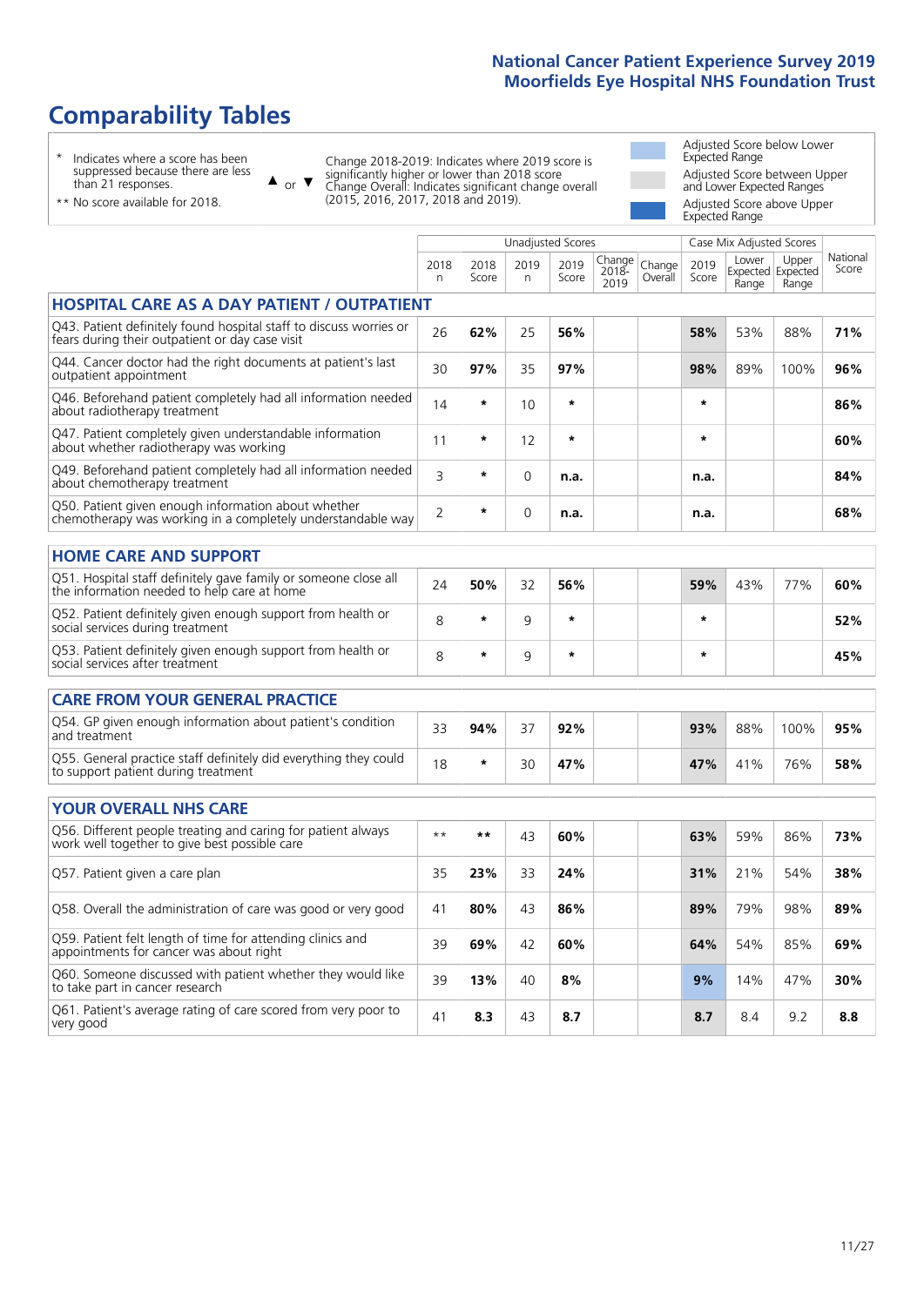# National Cancer Patient Experience Survey 2019
# Moorfields Eye Hospital NHS Foundation Trust

## Comparability Tables

\* Indicates where a score has been suppressed because there are less than 21 responses.

\*\* No score available for 2018.

▲ or ▼ Change 2018-2019: Indicates where 2019 score is significantly higher or lower than 2018 score Change Overall: Indicates significant change overall (2015, 2016, 2017, 2018 and 2019).

Adjusted Score below Lower Expected Range

Adjusted Score between Upper and Lower Expected Ranges

Adjusted Score above Upper Expected Range

| | Unadjusted Scores | | | | | | Case Mix Adjusted Scores | | | National Score |
|---|---|---|---|---|---|---|---|---|---|---|
| | 2018 n | 2018 Score | 2019 n | 2019 Score | Change 2018-2019 | Change Overall | 2019 Score | Lower Expected Range | Upper Expected Range | National Score |
| **HOSPITAL CARE AS A DAY PATIENT / OUTPATIENT** | | | | | | | | | | |
| Q43. Patient definitely found hospital staff to discuss worries or fears during their outpatient or day case visit | 26 | **62%** | 25 | **56%** | | | **58%** | 53% | 88% | **71%** |
| Q44. Cancer doctor had the right documents at patient's last outpatient appointment | 30 | **97%** | 35 | **97%** | | | **98%** | 89% | 100% | **96%** |
| Q46. Beforehand patient completely had all information needed about radiotherapy treatment | 14 | * | 10 | * | | | * | | | **86%** |
| Q47. Patient completely given understandable information about whether radiotherapy was working | 11 | * | 12 | * | | | * | | | **60%** |
| Q49. Beforehand patient completely had all information needed about chemotherapy treatment | 3 | * | 0 | **n.a.** | | | **n.a.** | | | **84%** |
| Q50. Patient given enough information about whether chemotherapy was working in a completely understandable way | 2 | * | 0 | **n.a.** | | | **n.a.** | | | **68%** |
| **HOME CARE AND SUPPORT** | | | | | | | | | | |
| Q51. Hospital staff definitely gave family or someone close all the information needed to help care at home | 24 | **50%** | 32 | **56%** | | | **59%** | 43% | 77% | **60%** |
| Q52. Patient definitely given enough support from health or social services during treatment | 8 | * | 9 | * | | | * | | | **52%** |
| Q53. Patient definitely given enough support from health or social services after treatment | 8 | * | 9 | * | | | * | | | **45%** |
| **CARE FROM YOUR GENERAL PRACTICE** | | | | | | | | | | |
| Q54. GP given enough information about patient's condition and treatment | 33 | **94%** | 37 | **92%** | | | **93%** | 88% | 100% | **95%** |
| Q55. General practice staff definitely did everything they could to support patient during treatment | 18 | * | 30 | **47%** | | | **47%** | 41% | 76% | **58%** |
| **YOUR OVERALL NHS CARE** | | | | | | | | | | |
| Q56. Different people treating and caring for patient always work well together to give best possible care | ** | ** | 43 | **60%** | | | **63%** | 59% | 86% | **73%** |
| Q57. Patient given a care plan | 35 | **23%** | 33 | **24%** | | | **31%** | 21% | 54% | **38%** |
| Q58. Overall the administration of care was good or very good | 41 | **80%** | 43 | **86%** | | | **89%** | 79% | 98% | **89%** |
| Q59. Patient felt length of time for attending clinics and appointments for cancer was about right | 39 | **69%** | 42 | **60%** | | | **64%** | 54% | 85% | **69%** |
| Q60. Someone discussed with patient whether they would like to take part in cancer research | 39 | **13%** | 40 | **8%** | | | **9%** | 14% | 47% | **30%** |
| Q61. Patient's average rating of care scored from very poor to very good | 41 | **8.3** | 43 | **8.7** | | | **8.7** | 8.4 | 9.2 | **8.8** |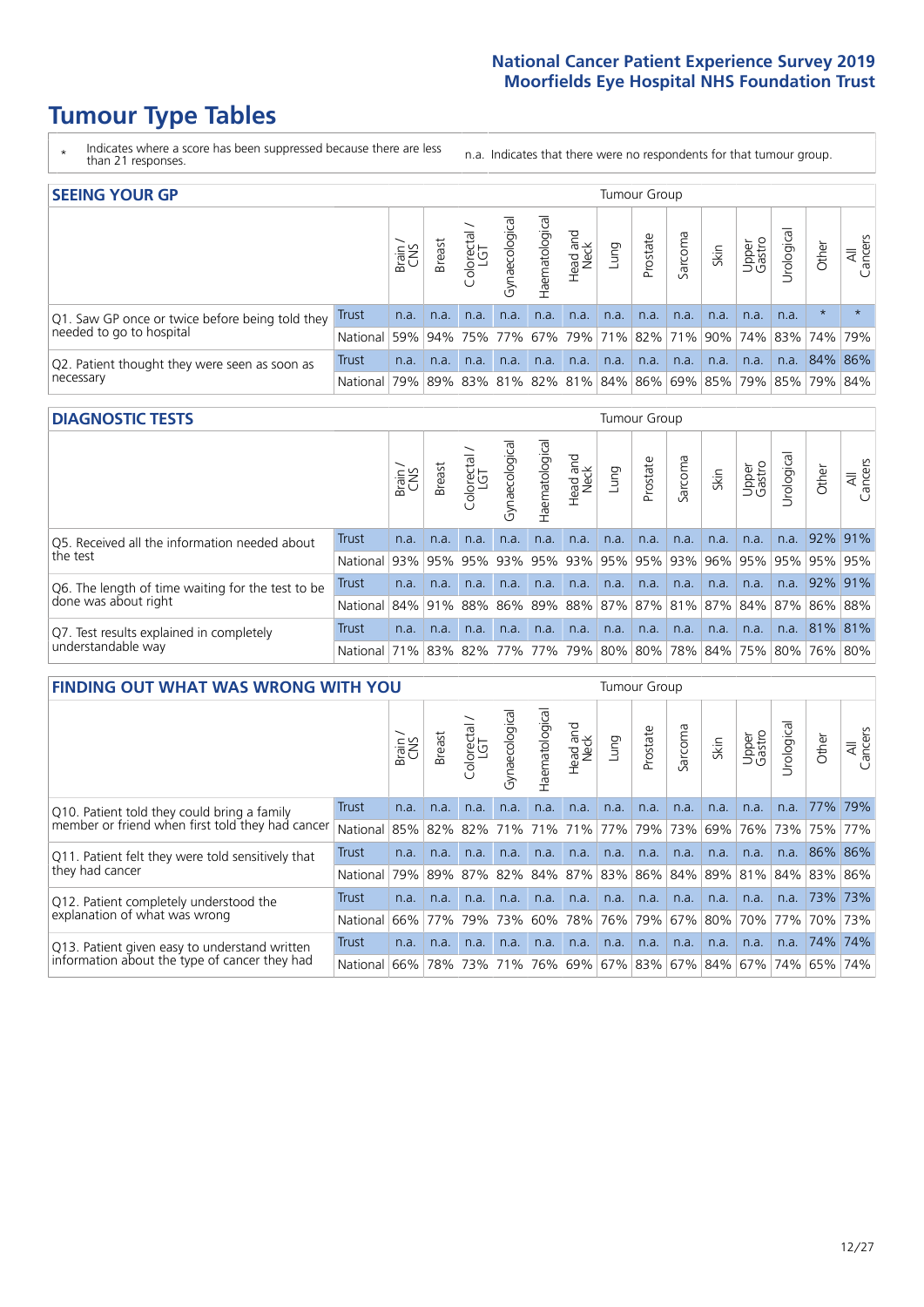# Tumour Type Tables

\* Indicates where a score has been suppressed because there are less than 21 responses.

n.a. Indicates that there were no respondents for that tumour group.

## SEEING YOUR GP

| | | Brain / CNS | Breast | Colorectal / LGT | Gynaecological | Haematological | Head and Neck | Lung | Prostate | Sarcoma | Skin | Upper Gastro | Urological | Other | All Cancers |
|---|---|---|---|---|---|---|---|---|---|---|---|---|---|---|---|
| Q1. Saw GP once or twice before being told they needed to go to hospital | Trust | n.a. | n.a. | n.a. | n.a. | n.a. | n.a. | n.a. | n.a. | n.a. | n.a. | n.a. | n.a. | * | * |
| | National | 59% | 94% | 75% | 77% | 67% | 79% | 71% | 82% | 71% | 90% | 74% | 83% | 74% | 79% |
| Q2. Patient thought they were seen as soon as necessary | Trust | n.a. | n.a. | n.a. | n.a. | n.a. | n.a. | n.a. | n.a. | n.a. | n.a. | n.a. | n.a. | 84% | 86% |
| | National | 79% | 89% | 83% | 81% | 82% | 81% | 84% | 86% | 69% | 85% | 79% | 85% | 79% | 84% |

## DIAGNOSTIC TESTS

| | | Brain / CNS | Breast | Colorectal / LGT | Gynaecological | Haematological | Head and Neck | Lung | Prostate | Sarcoma | Skin | Upper Gastro | Urological | Other | All Cancers |
|---|---|---|---|---|---|---|---|---|---|---|---|---|---|---|---|
| Q5. Received all the information needed about the test | Trust | n.a. | n.a. | n.a. | n.a. | n.a. | n.a. | n.a. | n.a. | n.a. | n.a. | n.a. | n.a. | 92% | 91% |
| | National | 93% | 95% | 95% | 93% | 95% | 93% | 95% | 95% | 93% | 96% | 95% | 95% | 95% | 95% |
| Q6. The length of time waiting for the test to be done was about right | Trust | n.a. | n.a. | n.a. | n.a. | n.a. | n.a. | n.a. | n.a. | n.a. | n.a. | n.a. | n.a. | 92% | 91% |
| | National | 84% | 91% | 88% | 86% | 89% | 88% | 87% | 87% | 81% | 87% | 84% | 87% | 86% | 88% |
| Q7. Test results explained in completely understandable way | Trust | n.a. | n.a. | n.a. | n.a. | n.a. | n.a. | n.a. | n.a. | n.a. | n.a. | n.a. | n.a. | 81% | 81% |
| | National | 71% | 83% | 82% | 77% | 77% | 79% | 80% | 80% | 78% | 84% | 75% | 80% | 76% | 80% |

## FINDING OUT WHAT WAS WRONG WITH YOU

| | | Brain / CNS | Breast | Colorectal / LGT | Gynaecological | Haematological | Head and Neck | Lung | Prostate | Sarcoma | Skin | Upper Gastro | Urological | Other | All Cancers |
|---|---|---|---|---|---|---|---|---|---|---|---|---|---|---|---|
| Q10. Patient told they could bring a family member or friend when first told they had cancer | Trust | n.a. | n.a. | n.a. | n.a. | n.a. | n.a. | n.a. | n.a. | n.a. | n.a. | n.a. | n.a. | 77% | 79% |
| | National | 85% | 82% | 82% | 71% | 71% | 71% | 77% | 79% | 73% | 69% | 76% | 73% | 75% | 77% |
| Q11. Patient felt they were told sensitively that they had cancer | Trust | n.a. | n.a. | n.a. | n.a. | n.a. | n.a. | n.a. | n.a. | n.a. | n.a. | n.a. | n.a. | 86% | 86% |
| | National | 79% | 89% | 87% | 82% | 84% | 87% | 83% | 86% | 84% | 89% | 81% | 84% | 83% | 86% |
| Q12. Patient completely understood the explanation of what was wrong | Trust | n.a. | n.a. | n.a. | n.a. | n.a. | n.a. | n.a. | n.a. | n.a. | n.a. | n.a. | n.a. | 73% | 73% |
| | National | 66% | 77% | 79% | 73% | 60% | 78% | 76% | 79% | 67% | 80% | 70% | 77% | 70% | 73% |
| Q13. Patient given easy to understand written information about the type of cancer they had | Trust | n.a. | n.a. | n.a. | n.a. | n.a. | n.a. | n.a. | n.a. | n.a. | n.a. | n.a. | n.a. | 74% | 74% |
| | National | 66% | 78% | 73% | 71% | 76% | 69% | 67% | 83% | 67% | 84% | 67% | 74% | 65% | 74% |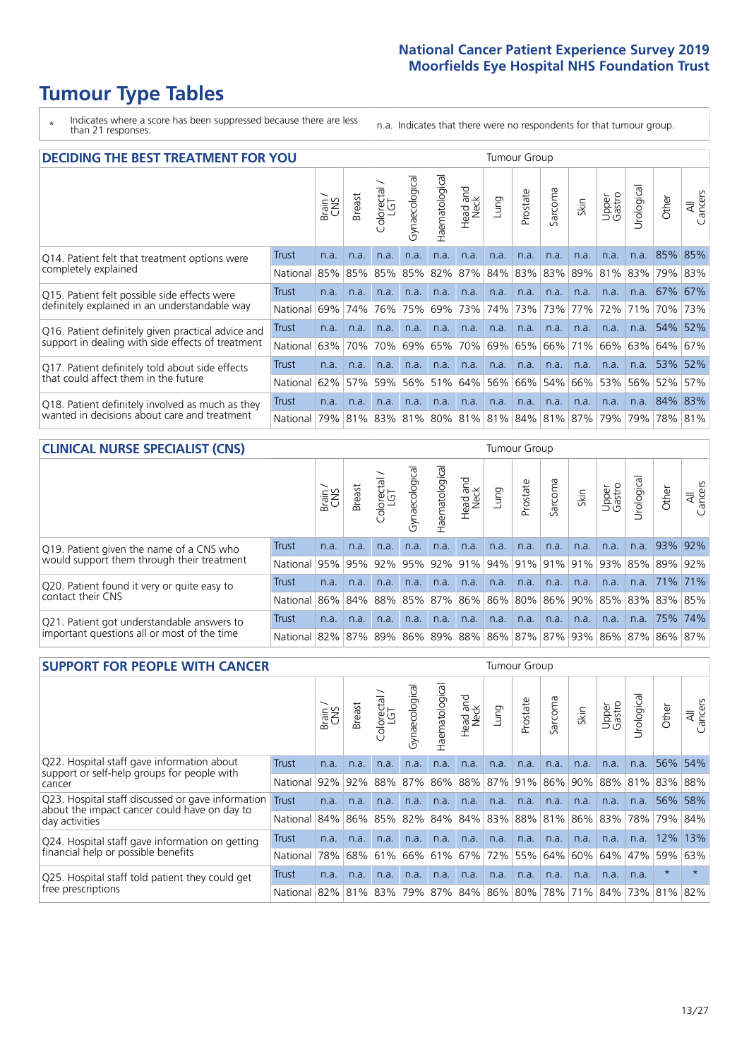# Tumour Type Tables

\* Indicates where a score has been suppressed because there are less than 21 responses.

n.a. Indicates that there were no respondents for that tumour group.

## DECIDING THE BEST TREATMENT FOR YOU

| | | Brain / CNS | Breast | Colorectal / LGT | Gynaecological | Haematological | Head and Neck | Lung | Prostate | Sarcoma | Skin | Upper Gastro | Urological | Other | All Cancers |
|---|---|---|---|---|---|---|---|---|---|---|---|---|---|---|---|
| Q14. Patient felt that treatment options were completely explained | Trust | n.a. | n.a. | n.a. | n.a. | n.a. | n.a. | n.a. | n.a. | n.a. | n.a. | n.a. | n.a. | 85% | 85% |
| | National | 85% | 85% | 85% | 85% | 82% | 87% | 84% | 83% | 83% | 89% | 81% | 83% | 79% | 83% |
| Q15. Patient felt possible side effects were definitely explained in an understandable way | Trust | n.a. | n.a. | n.a. | n.a. | n.a. | n.a. | n.a. | n.a. | n.a. | n.a. | n.a. | n.a. | 67% | 67% |
| | National | 69% | 74% | 76% | 75% | 69% | 73% | 74% | 73% | 73% | 77% | 72% | 71% | 70% | 73% |
| Q16. Patient definitely given practical advice and support in dealing with side effects of treatment | Trust | n.a. | n.a. | n.a. | n.a. | n.a. | n.a. | n.a. | n.a. | n.a. | n.a. | n.a. | n.a. | 54% | 52% |
| | National | 63% | 70% | 70% | 69% | 65% | 70% | 69% | 65% | 66% | 71% | 66% | 63% | 64% | 67% |
| Q17. Patient definitely told about side effects that could affect them in the future | Trust | n.a. | n.a. | n.a. | n.a. | n.a. | n.a. | n.a. | n.a. | n.a. | n.a. | n.a. | n.a. | 53% | 52% |
| | National | 62% | 57% | 59% | 56% | 51% | 64% | 56% | 66% | 54% | 66% | 53% | 56% | 52% | 57% |
| Q18. Patient definitely involved as much as they wanted in decisions about care and treatment | Trust | n.a. | n.a. | n.a. | n.a. | n.a. | n.a. | n.a. | n.a. | n.a. | n.a. | n.a. | n.a. | 84% | 83% |
| | National | 79% | 81% | 83% | 81% | 80% | 81% | 81% | 84% | 81% | 87% | 79% | 79% | 78% | 81% |

## CLINICAL NURSE SPECIALIST (CNS)

| | | Brain / CNS | Breast | Colorectal / LGT | Gynaecological | Haematological | Head and Neck | Lung | Prostate | Sarcoma | Skin | Upper Gastro | Urological | Other | All Cancers |
|---|---|---|---|---|---|---|---|---|---|---|---|---|---|---|---|
| Q19. Patient given the name of a CNS who would support them through their treatment | Trust | n.a. | n.a. | n.a. | n.a. | n.a. | n.a. | n.a. | n.a. | n.a. | n.a. | n.a. | n.a. | 93% | 92% |
| | National | 95% | 95% | 92% | 95% | 92% | 91% | 94% | 91% | 91% | 91% | 93% | 85% | 89% | 92% |
| Q20. Patient found it very or quite easy to contact their CNS | Trust | n.a. | n.a. | n.a. | n.a. | n.a. | n.a. | n.a. | n.a. | n.a. | n.a. | n.a. | n.a. | 71% | 71% |
| | National | 86% | 84% | 88% | 85% | 87% | 86% | 86% | 80% | 86% | 90% | 85% | 83% | 83% | 85% |
| Q21. Patient got understandable answers to important questions all or most of the time | Trust | n.a. | n.a. | n.a. | n.a. | n.a. | n.a. | n.a. | n.a. | n.a. | n.a. | n.a. | n.a. | 75% | 74% |
| | National | 82% | 87% | 89% | 86% | 89% | 88% | 86% | 87% | 87% | 93% | 86% | 87% | 86% | 87% |

## SUPPORT FOR PEOPLE WITH CANCER

| | | Brain / CNS | Breast | Colorectal / LGT | Gynaecological | Haematological | Head and Neck | Lung | Prostate | Sarcoma | Skin | Upper Gastro | Urological | Other | All Cancers |
|---|---|---|---|---|---|---|---|---|---|---|---|---|---|---|---|
| Q22. Hospital staff gave information about support or self-help groups for people with cancer | Trust | n.a. | n.a. | n.a. | n.a. | n.a. | n.a. | n.a. | n.a. | n.a. | n.a. | n.a. | n.a. | 56% | 54% |
| | National | 92% | 92% | 88% | 87% | 86% | 88% | 87% | 91% | 86% | 90% | 88% | 81% | 83% | 88% |
| Q23. Hospital staff discussed or gave information about the impact cancer could have on day to day activities | Trust | n.a. | n.a. | n.a. | n.a. | n.a. | n.a. | n.a. | n.a. | n.a. | n.a. | n.a. | n.a. | 56% | 58% |
| | National | 84% | 86% | 85% | 82% | 84% | 84% | 83% | 88% | 81% | 86% | 83% | 78% | 79% | 84% |
| Q24. Hospital staff gave information on getting financial help or possible benefits | Trust | n.a. | n.a. | n.a. | n.a. | n.a. | n.a. | n.a. | n.a. | n.a. | n.a. | n.a. | n.a. | 12% | 13% |
| | National | 78% | 68% | 61% | 66% | 61% | 67% | 72% | 55% | 64% | 60% | 64% | 47% | 59% | 63% |
| Q25. Hospital staff told patient they could get free prescriptions | Trust | n.a. | n.a. | n.a. | n.a. | n.a. | n.a. | n.a. | n.a. | n.a. | n.a. | n.a. | n.a. | * | * |
| | National | 82% | 81% | 83% | 79% | 87% | 84% | 86% | 80% | 78% | 71% | 84% | 73% | 81% | 82% |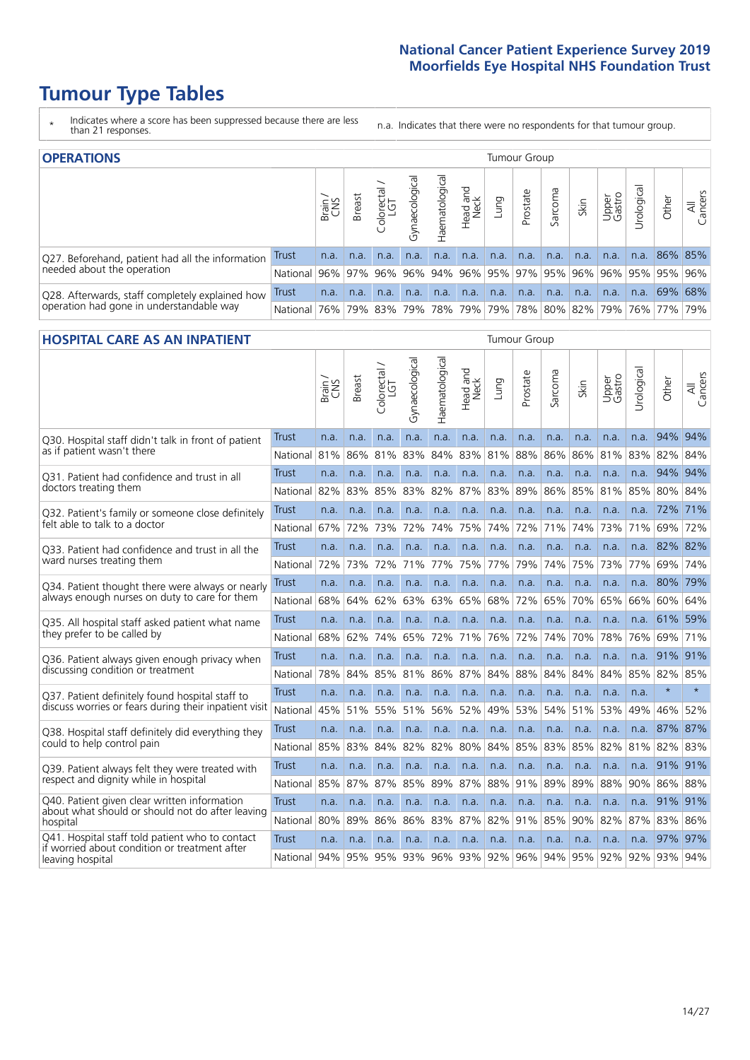# Tumour Type Tables

\* Indicates where a score has been suppressed because there are less than 21 responses.

n.a. Indicates that there were no respondents for that tumour group.

## OPERATIONS

| | | Brain / CNS | Breast | Colorectal / LGT | Gynaecological | Haematological | Head and Neck | Lung | Prostate | Sarcoma | Skin | Upper Gastro | Urological | Other | All Cancers |
|---|---|---|---|---|---|---|---|---|---|---|---|---|---|---|---|
| Q27. Beforehand, patient had all the information needed about the operation | Trust | n.a. | n.a. | n.a. | n.a. | n.a. | n.a. | n.a. | n.a. | n.a. | n.a. | n.a. | n.a. | 86% | 85% |
| | National | 96% | 97% | 96% | 96% | 94% | 96% | 95% | 97% | 95% | 96% | 96% | 95% | 95% | 96% |
| Q28. Afterwards, staff completely explained how operation had gone in understandable way | Trust | n.a. | n.a. | n.a. | n.a. | n.a. | n.a. | n.a. | n.a. | n.a. | n.a. | n.a. | n.a. | 69% | 68% |
| | National | 76% | 79% | 83% | 79% | 78% | 79% | 79% | 78% | 80% | 82% | 79% | 76% | 77% | 79% |

## HOSPITAL CARE AS AN INPATIENT

| | | Brain / CNS | Breast | Colorectal / LGT | Gynaecological | Haematological | Head and Neck | Lung | Prostate | Sarcoma | Skin | Upper Gastro | Urological | Other | All Cancers |
|---|---|---|---|---|---|---|---|---|---|---|---|---|---|---|---|
| Q30. Hospital staff didn't talk in front of patient as if patient wasn't there | Trust | n.a. | n.a. | n.a. | n.a. | n.a. | n.a. | n.a. | n.a. | n.a. | n.a. | n.a. | n.a. | 94% | 94% |
| | National | 81% | 86% | 81% | 83% | 84% | 83% | 81% | 88% | 86% | 86% | 81% | 83% | 82% | 84% |
| Q31. Patient had confidence and trust in all doctors treating them | Trust | n.a. | n.a. | n.a. | n.a. | n.a. | n.a. | n.a. | n.a. | n.a. | n.a. | n.a. | n.a. | 94% | 94% |
| | National | 82% | 83% | 85% | 83% | 82% | 87% | 83% | 89% | 86% | 85% | 81% | 85% | 80% | 84% |
| Q32. Patient's family or someone close definitely felt able to talk to a doctor | Trust | n.a. | n.a. | n.a. | n.a. | n.a. | n.a. | n.a. | n.a. | n.a. | n.a. | n.a. | n.a. | 72% | 71% |
| | National | 67% | 72% | 73% | 72% | 74% | 75% | 74% | 72% | 71% | 74% | 73% | 71% | 69% | 72% |
| Q33. Patient had confidence and trust in all the ward nurses treating them | Trust | n.a. | n.a. | n.a. | n.a. | n.a. | n.a. | n.a. | n.a. | n.a. | n.a. | n.a. | n.a. | 82% | 82% |
| | National | 72% | 73% | 72% | 71% | 77% | 75% | 77% | 79% | 74% | 75% | 73% | 77% | 69% | 74% |
| Q34. Patient thought there were always or nearly always enough nurses on duty to care for them | Trust | n.a. | n.a. | n.a. | n.a. | n.a. | n.a. | n.a. | n.a. | n.a. | n.a. | n.a. | n.a. | 80% | 79% |
| | National | 68% | 64% | 62% | 63% | 63% | 65% | 68% | 72% | 65% | 70% | 65% | 66% | 60% | 64% |
| Q35. All hospital staff asked patient what name they prefer to be called by | Trust | n.a. | n.a. | n.a. | n.a. | n.a. | n.a. | n.a. | n.a. | n.a. | n.a. | n.a. | n.a. | 61% | 59% |
| | National | 68% | 62% | 74% | 65% | 72% | 71% | 76% | 72% | 74% | 70% | 78% | 76% | 69% | 71% |
| Q36. Patient always given enough privacy when discussing condition or treatment | Trust | n.a. | n.a. | n.a. | n.a. | n.a. | n.a. | n.a. | n.a. | n.a. | n.a. | n.a. | n.a. | 91% | 91% |
| | National | 78% | 84% | 85% | 81% | 86% | 87% | 84% | 88% | 84% | 84% | 84% | 85% | 82% | 85% |
| Q37. Patient definitely found hospital staff to discuss worries or fears during their inpatient visit | Trust | n.a. | n.a. | n.a. | n.a. | n.a. | n.a. | n.a. | n.a. | n.a. | n.a. | n.a. | n.a. | * | * |
| | National | 45% | 51% | 55% | 51% | 56% | 52% | 49% | 53% | 54% | 51% | 53% | 49% | 46% | 52% |
| Q38. Hospital staff definitely did everything they could to help control pain | Trust | n.a. | n.a. | n.a. | n.a. | n.a. | n.a. | n.a. | n.a. | n.a. | n.a. | n.a. | n.a. | 87% | 87% |
| | National | 85% | 83% | 84% | 82% | 82% | 80% | 84% | 85% | 83% | 85% | 82% | 81% | 82% | 83% |
| Q39. Patient always felt they were treated with respect and dignity while in hospital | Trust | n.a. | n.a. | n.a. | n.a. | n.a. | n.a. | n.a. | n.a. | n.a. | n.a. | n.a. | n.a. | 91% | 91% |
| | National | 85% | 87% | 87% | 85% | 89% | 87% | 88% | 91% | 89% | 89% | 88% | 90% | 86% | 88% |
| Q40. Patient given clear written information about what should or should not do after leaving hospital | Trust | n.a. | n.a. | n.a. | n.a. | n.a. | n.a. | n.a. | n.a. | n.a. | n.a. | n.a. | n.a. | 91% | 91% |
| | National | 80% | 89% | 86% | 86% | 83% | 87% | 82% | 91% | 85% | 90% | 82% | 87% | 83% | 86% |
| Q41. Hospital staff told patient who to contact if worried about condition or treatment after leaving hospital | Trust | n.a. | n.a. | n.a. | n.a. | n.a. | n.a. | n.a. | n.a. | n.a. | n.a. | n.a. | n.a. | 97% | 97% |
| | National | 94% | 95% | 95% | 93% | 96% | 93% | 92% | 96% | 94% | 95% | 92% | 92% | 93% | 94% |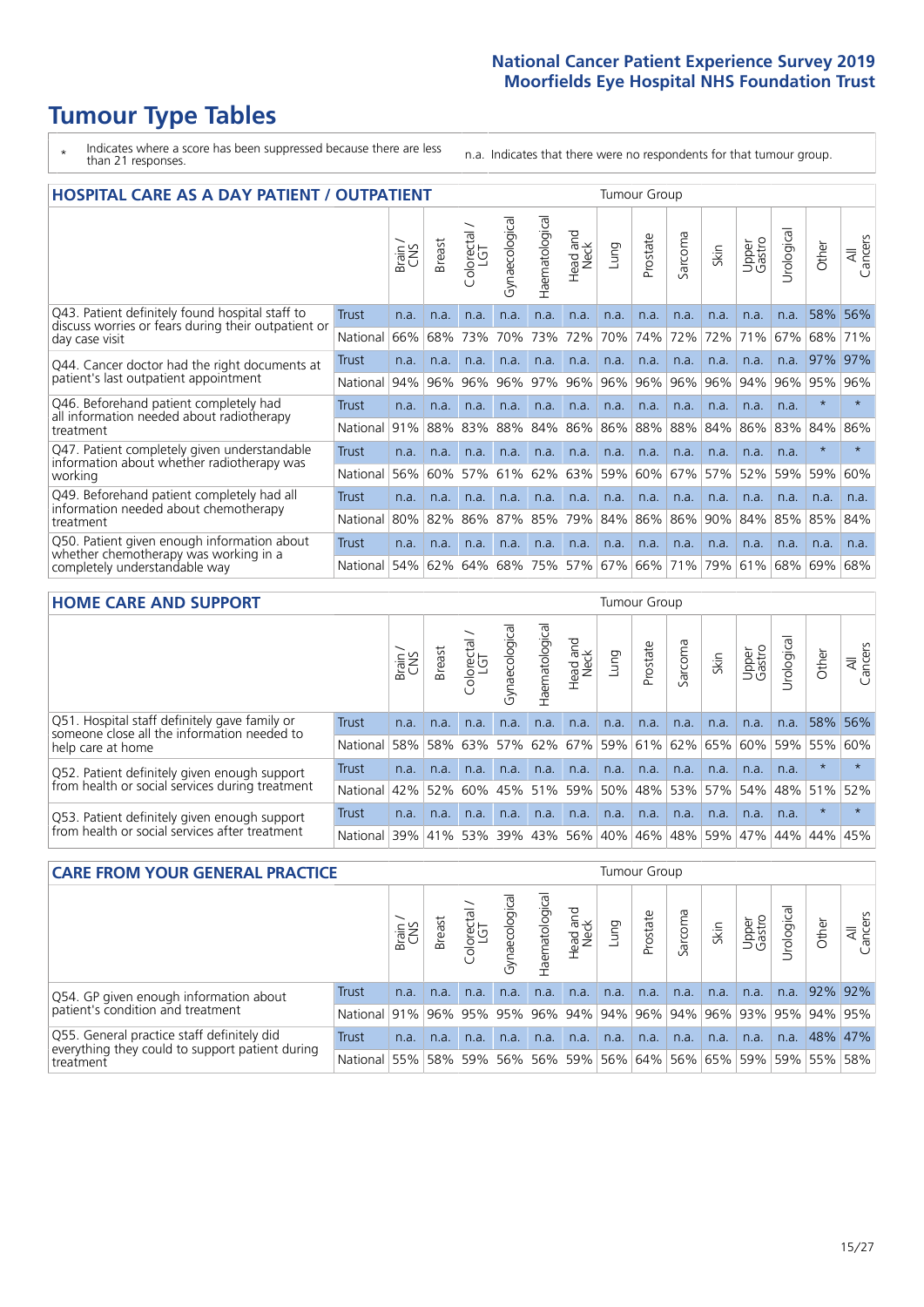# Tumour Type Tables

\* Indicates where a score has been suppressed because there are less than 21 responses.

n.a. Indicates that there were no respondents for that tumour group.

## HOSPITAL CARE AS A DAY PATIENT / OUTPATIENT

| | | Brain / CNS | Breast | Colorectal / LGT | Gynaecological | Haematological | Head and Neck | Lung | Prostate | Sarcoma | Skin | Upper Gastro | Urological | Other | All Cancers |
|---|---|---|---|---|---|---|---|---|---|---|---|---|---|---|---|
| Q43. Patient definitely found hospital staff to discuss worries or fears during their outpatient or day case visit | Trust | n.a. | n.a. | n.a. | n.a. | n.a. | n.a. | n.a. | n.a. | n.a. | n.a. | n.a. | n.a. | 58% | 56% |
| | National | 66% | 68% | 73% | 70% | 73% | 72% | 70% | 74% | 72% | 72% | 71% | 67% | 68% | 71% |
| Q44. Cancer doctor had the right documents at patient's last outpatient appointment | Trust | n.a. | n.a. | n.a. | n.a. | n.a. | n.a. | n.a. | n.a. | n.a. | n.a. | n.a. | n.a. | 97% | 97% |
| | National | 94% | 96% | 96% | 96% | 97% | 96% | 96% | 96% | 96% | 96% | 94% | 96% | 95% | 96% |
| Q46. Beforehand patient completely had all information needed about radiotherapy treatment | Trust | n.a. | n.a. | n.a. | n.a. | n.a. | n.a. | n.a. | n.a. | n.a. | n.a. | n.a. | n.a. | * | * |
| | National | 91% | 88% | 83% | 88% | 84% | 86% | 86% | 88% | 88% | 84% | 86% | 83% | 84% | 86% |
| Q47. Patient completely given understandable information about whether radiotherapy was working | Trust | n.a. | n.a. | n.a. | n.a. | n.a. | n.a. | n.a. | n.a. | n.a. | n.a. | n.a. | n.a. | * | * |
| | National | 56% | 60% | 57% | 61% | 62% | 63% | 59% | 60% | 67% | 57% | 52% | 59% | 59% | 60% |
| Q49. Beforehand patient completely had all information needed about chemotherapy treatment | Trust | n.a. | n.a. | n.a. | n.a. | n.a. | n.a. | n.a. | n.a. | n.a. | n.a. | n.a. | n.a. | n.a. | n.a. |
| | National | 80% | 82% | 86% | 87% | 85% | 79% | 84% | 86% | 86% | 90% | 84% | 85% | 85% | 84% |
| Q50. Patient given enough information about whether chemotherapy was working in a completely understandable way | Trust | n.a. | n.a. | n.a. | n.a. | n.a. | n.a. | n.a. | n.a. | n.a. | n.a. | n.a. | n.a. | n.a. | n.a. |
| | National | 54% | 62% | 64% | 68% | 75% | 57% | 67% | 66% | 71% | 79% | 61% | 68% | 69% | 68% |

## HOME CARE AND SUPPORT

| | | Brain / CNS | Breast | Colorectal / LGT | Gynaecological | Haematological | Head and Neck | Lung | Prostate | Sarcoma | Skin | Upper Gastro | Urological | Other | All Cancers |
|---|---|---|---|---|---|---|---|---|---|---|---|---|---|---|---|
| Q51. Hospital staff definitely gave family or someone close all the information needed to help care at home | Trust | n.a. | n.a. | n.a. | n.a. | n.a. | n.a. | n.a. | n.a. | n.a. | n.a. | n.a. | n.a. | 58% | 56% |
| | National | 58% | 58% | 63% | 57% | 62% | 67% | 59% | 61% | 62% | 65% | 60% | 59% | 55% | 60% |
| Q52. Patient definitely given enough support from health or social services during treatment | Trust | n.a. | n.a. | n.a. | n.a. | n.a. | n.a. | n.a. | n.a. | n.a. | n.a. | n.a. | n.a. | * | * |
| | National | 42% | 52% | 60% | 45% | 51% | 59% | 50% | 48% | 53% | 57% | 54% | 48% | 51% | 52% |
| Q53. Patient definitely given enough support from health or social services after treatment | Trust | n.a. | n.a. | n.a. | n.a. | n.a. | n.a. | n.a. | n.a. | n.a. | n.a. | n.a. | n.a. | * | * |
| | National | 39% | 41% | 53% | 39% | 43% | 56% | 40% | 46% | 48% | 59% | 47% | 44% | 44% | 45% |

## CARE FROM YOUR GENERAL PRACTICE

| | | Brain / CNS | Breast | Colorectal / LGT | Gynaecological | Haematological | Head and Neck | Lung | Prostate | Sarcoma | Skin | Upper Gastro | Urological | Other | All Cancers |
|---|---|---|---|---|---|---|---|---|---|---|---|---|---|---|---|
| Q54. GP given enough information about patient's condition and treatment | Trust | n.a. | n.a. | n.a. | n.a. | n.a. | n.a. | n.a. | n.a. | n.a. | n.a. | n.a. | n.a. | 92% | 92% |
| | National | 91% | 96% | 95% | 95% | 96% | 94% | 94% | 96% | 94% | 96% | 93% | 95% | 94% | 95% |
| Q55. General practice staff definitely did everything they could to support patient during treatment | Trust | n.a. | n.a. | n.a. | n.a. | n.a. | n.a. | n.a. | n.a. | n.a. | n.a. | n.a. | n.a. | 48% | 47% |
| | National | 55% | 58% | 59% | 56% | 56% | 59% | 56% | 64% | 56% | 65% | 59% | 59% | 55% | 58% |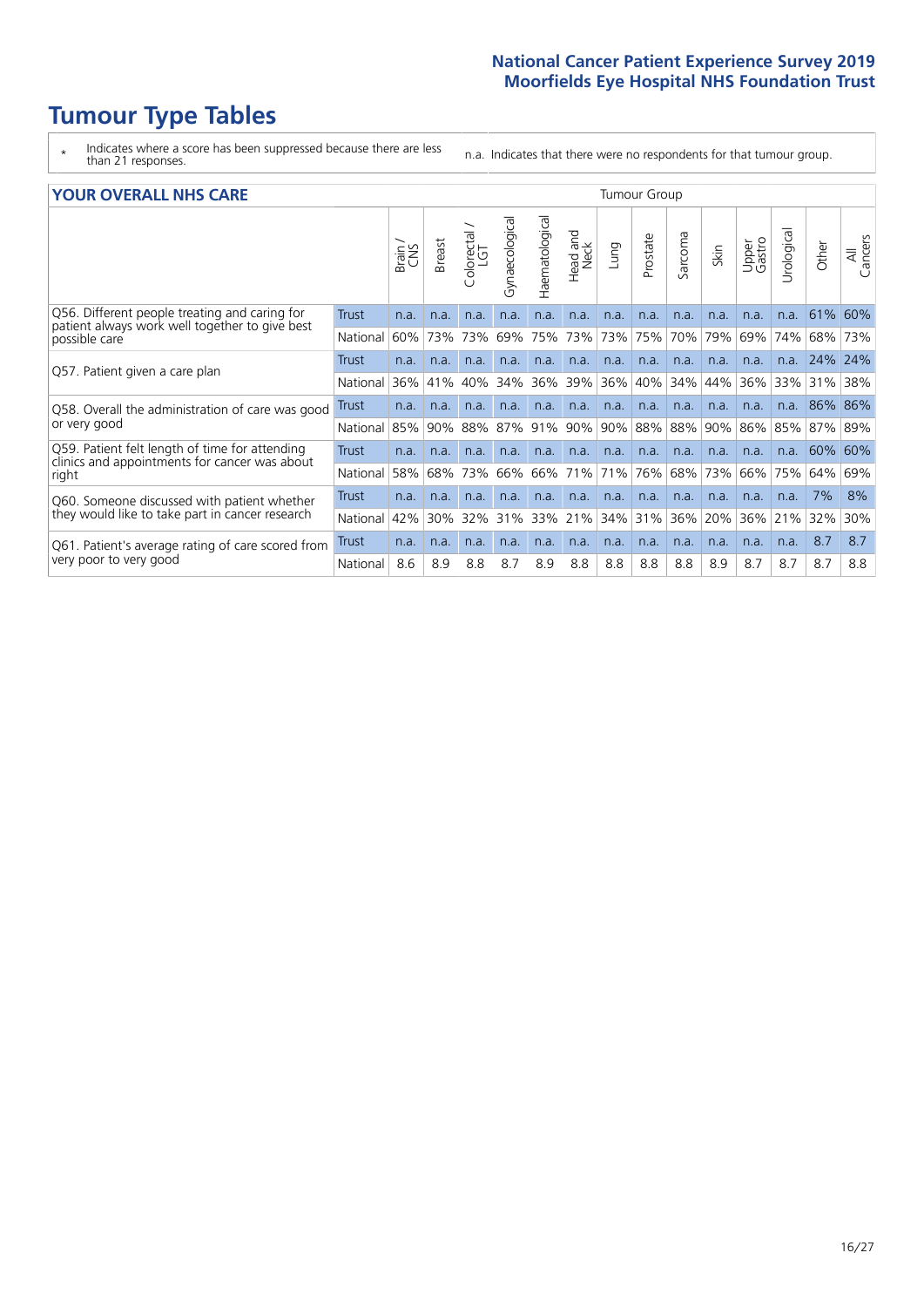# Tumour Type Tables

\* Indicates where a score has been suppressed because there are less than 21 responses.

n.a. Indicates that there were no respondents for that tumour group.

## YOUR OVERALL NHS CARE

| | | Brain / CNS | Breast | Colorectal / LGT | Gynaecological | Haematological | Head and Neck | Lung | Prostate | Sarcoma | Skin | Upper Gastro | Urological | Other | All Cancers |
|---|---|---|---|---|---|---|---|---|---|---|---|---|---|---|---|
| Q56. Different people treating and caring for patient always work well together to give best possible care | Trust | n.a. | n.a. | n.a. | n.a. | n.a. | n.a. | n.a. | n.a. | n.a. | n.a. | n.a. | n.a. | 61% | 60% |
| | National | 60% | 73% | 73% | 69% | 75% | 73% | 73% | 75% | 70% | 79% | 69% | 74% | 68% | 73% |
| Q57. Patient given a care plan | Trust | n.a. | n.a. | n.a. | n.a. | n.a. | n.a. | n.a. | n.a. | n.a. | n.a. | n.a. | n.a. | 24% | 24% |
| | National | 36% | 41% | 40% | 34% | 36% | 39% | 36% | 40% | 34% | 44% | 36% | 33% | 31% | 38% |
| Q58. Overall the administration of care was good or very good | Trust | n.a. | n.a. | n.a. | n.a. | n.a. | n.a. | n.a. | n.a. | n.a. | n.a. | n.a. | n.a. | 86% | 86% |
| | National | 85% | 90% | 88% | 87% | 91% | 90% | 90% | 88% | 88% | 90% | 86% | 85% | 87% | 89% |
| Q59. Patient felt length of time for attending clinics and appointments for cancer was about right | Trust | n.a. | n.a. | n.a. | n.a. | n.a. | n.a. | n.a. | n.a. | n.a. | n.a. | n.a. | n.a. | 60% | 60% |
| | National | 58% | 68% | 73% | 66% | 66% | 71% | 71% | 76% | 68% | 73% | 66% | 75% | 64% | 69% |
| Q60. Someone discussed with patient whether they would like to take part in cancer research | Trust | n.a. | n.a. | n.a. | n.a. | n.a. | n.a. | n.a. | n.a. | n.a. | n.a. | n.a. | n.a. | 7% | 8% |
| | National | 42% | 30% | 32% | 31% | 33% | 21% | 34% | 31% | 36% | 20% | 36% | 21% | 32% | 30% |
| Q61. Patient's average rating of care scored from very poor to very good | Trust | n.a. | n.a. | n.a. | n.a. | n.a. | n.a. | n.a. | n.a. | n.a. | n.a. | n.a. | n.a. | 8.7 | 8.7 |
| | National | 8.6 | 8.9 | 8.8 | 8.7 | 8.9 | 8.8 | 8.8 | 8.8 | 8.8 | 8.9 | 8.7 | 8.7 | 8.7 | 8.8 |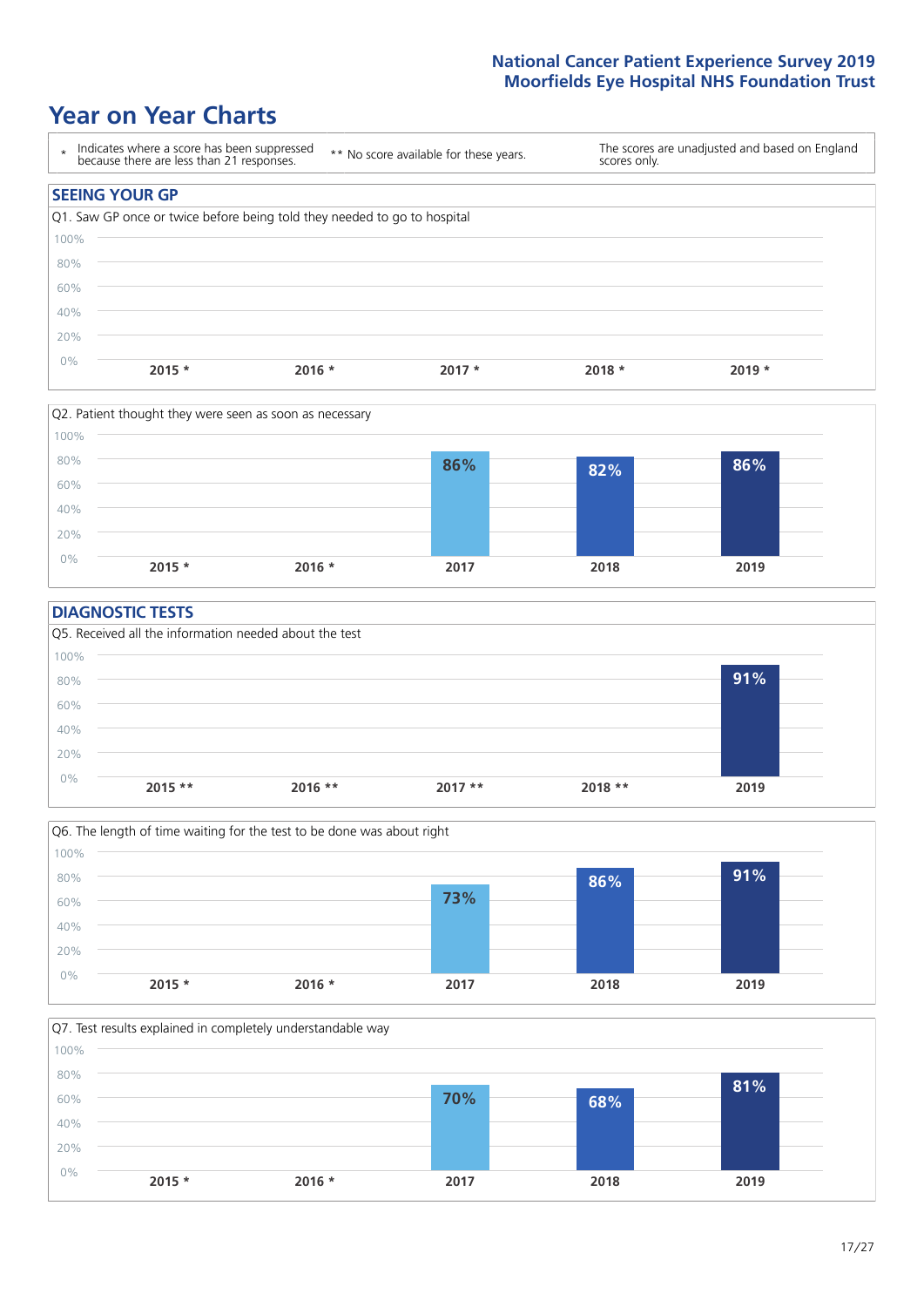# Year on Year Charts

| * Indicates where a score has been suppressed because there are less than 21 responses. | ** No score available for these years. | The scores are unadjusted and based on England scores only. |
|---|---|---|

## SEEING YOUR GP

Q1. Saw GP once or twice before being told they needed to go to hospital

| 2015 * | 2016 * | 2017 * | 2018 * | 2019 * |
|---|---|---|---|---|
| | | | | |

Q2. Patient thought they were seen as soon as necessary

| 2015 * | 2016 * | 2017 | 2018 | 2019 |
|---|---|---|---|---|
| | | 86% | 82% | 86% |

## DIAGNOSTIC TESTS

Q5. Received all the information needed about the test

| 2015 ** | 2016 ** | 2017 ** | 2018 ** | 2019 |
|---|---|---|---|---|
| | | | | 91% |

Q6. The length of time waiting for the test to be done was about right

| 2015 * | 2016 * | 2017 | 2018 | 2019 |
|---|---|---|---|---|
| | | 73% | 86% | 91% |

Q7. Test results explained in completely understandable way

| 2015 * | 2016 * | 2017 | 2018 | 2019 |
|---|---|---|---|---|
| | | 70% | 68% | 81% |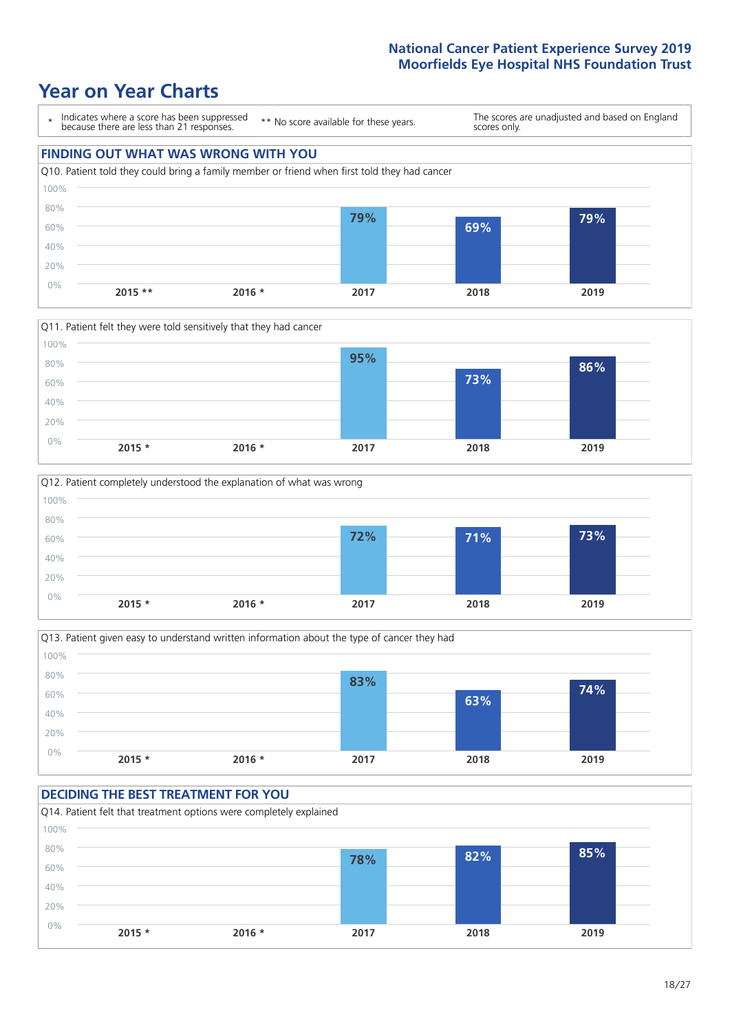# Year on Year Charts

\* Indicates where a score has been suppressed because there are less than 21 responses.

** No score available for these years.

The scores are unadjusted and based on England scores only.

## FINDING OUT WHAT WAS WRONG WITH YOU

Q10. Patient told they could bring a family member or friend when first told they had cancer

| 2015 ** | 2016 * | 2017 | 2018 | 2019 |
|---|---|---|---|---|
| | | 79% | 69% | 79% |

Q11. Patient felt they were told sensitively that they had cancer

| 2015 * | 2016 * | 2017 | 2018 | 2019 |
|---|---|---|---|---|
| | | 95% | 73% | 86% |

Q12. Patient completely understood the explanation of what was wrong

| 2015 * | 2016 * | 2017 | 2018 | 2019 |
|---|---|---|---|---|
| | | 72% | 71% | 73% |

Q13. Patient given easy to understand written information about the type of cancer they had

| 2015 * | 2016 * | 2017 | 2018 | 2019 |
|---|---|---|---|---|
| | | 83% | 63% | 74% |

## DECIDING THE BEST TREATMENT FOR YOU

Q14. Patient felt that treatment options were completely explained

| 2015 * | 2016 * | 2017 | 2018 | 2019 |
|---|---|---|---|---|
| | | 78% | 82% | 85% |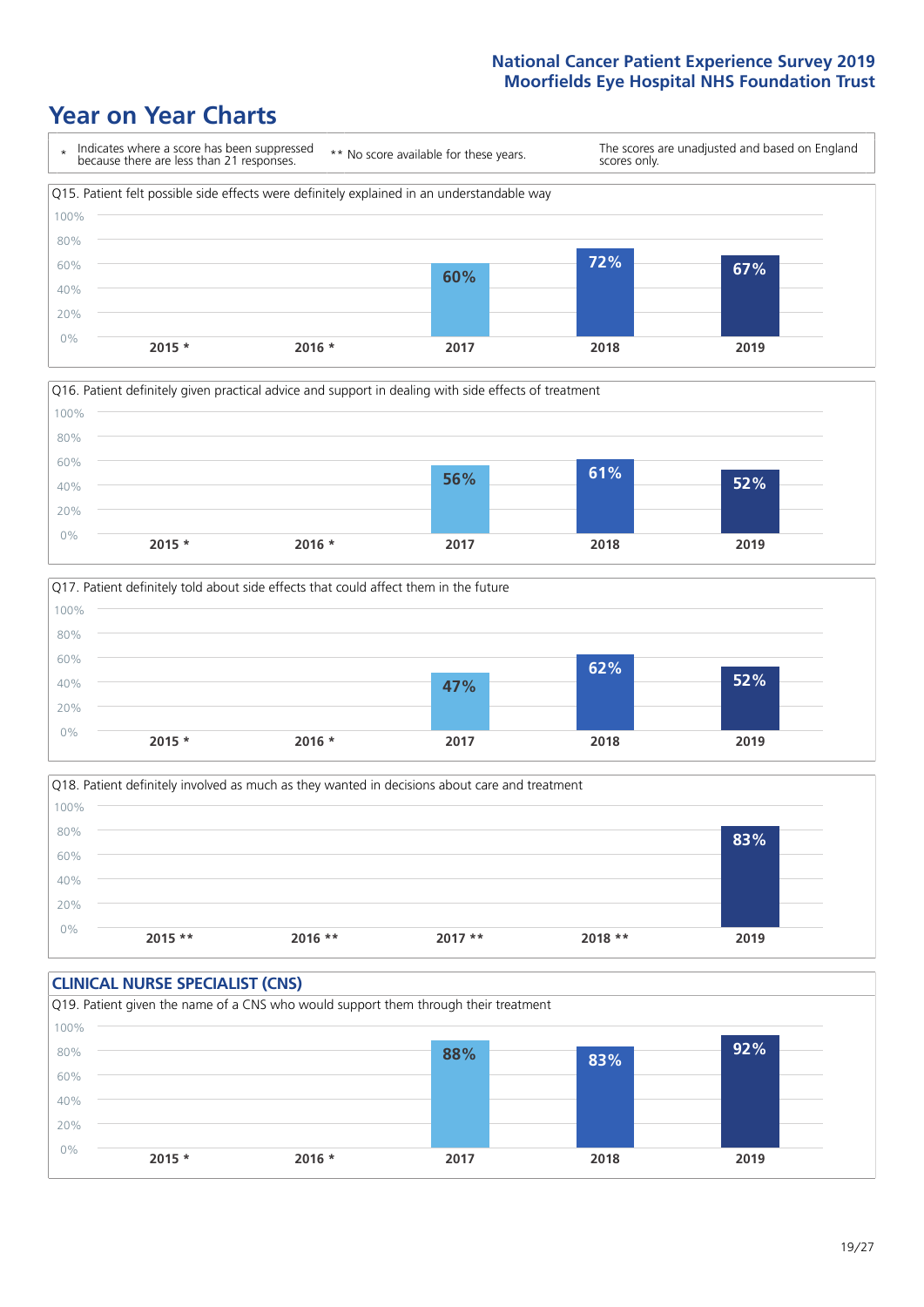# Year on Year Charts

\* Indicates where a score has been suppressed because there are less than 21 responses.

\*\* No score available for these years.

The scores are unadjusted and based on England scores only.

Q15. Patient felt possible side effects were definitely explained in an understandable way

| 2015 * | 2016 * | 2017 | 2018 | 2019 |
|---|---|---|---|---|
| | | 60% | 72% | 67% |

Q16. Patient definitely given practical advice and support in dealing with side effects of treatment

| 2015 * | 2016 * | 2017 | 2018 | 2019 |
|---|---|---|---|---|
| | | 56% | 61% | 52% |

Q17. Patient definitely told about side effects that could affect them in the future

| 2015 * | 2016 * | 2017 | 2018 | 2019 |
|---|---|---|---|---|
| | | 47% | 62% | 52% |

Q18. Patient definitely involved as much as they wanted in decisions about care and treatment

| 2015 ** | 2016 ** | 2017 ** | 2018 ** | 2019 |
|---|---|---|---|---|
| | | | | 83% |

## CLINICAL NURSE SPECIALIST (CNS)

Q19. Patient given the name of a CNS who would support them through their treatment

| 2015 * | 2016 * | 2017 | 2018 | 2019 |
|---|---|---|---|---|
| | | 88% | 83% | 92% |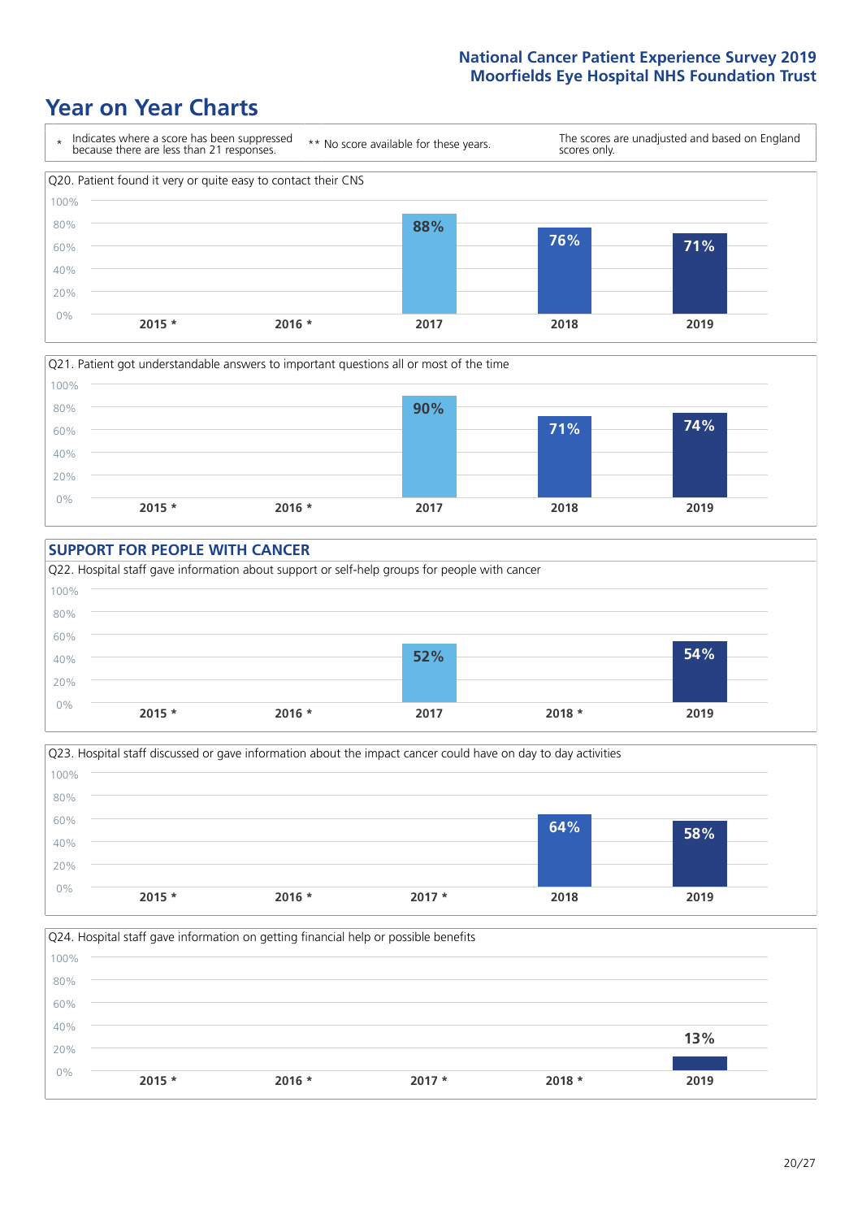# Year on Year Charts

\* Indicates where a score has been suppressed because there are less than 21 responses.

\*\* No score available for these years.

The scores are unadjusted and based on England scores only.

Q20. Patient found it very or quite easy to contact their CNS

| 2015 * | 2016 * | 2017 | 2018 | 2019 |
|---|---|---|---|---|
| | | 88% | 76% | 71% |

Q21. Patient got understandable answers to important questions all or most of the time

| 2015 * | 2016 * | 2017 | 2018 | 2019 |
|---|---|---|---|---|
| | | 90% | 71% | 74% |

## SUPPORT FOR PEOPLE WITH CANCER

Q22. Hospital staff gave information about support or self-help groups for people with cancer

| 2015 * | 2016 * | 2017 | 2018 * | 2019 |
|---|---|---|---|---|
| | | 52% | | 54% |

Q23. Hospital staff discussed or gave information about the impact cancer could have on day to day activities

| 2015 * | 2016 * | 2017 * | 2018 | 2019 |
|---|---|---|---|---|
| | | | 64% | 58% |

Q24. Hospital staff gave information on getting financial help or possible benefits

| 2015 * | 2016 * | 2017 * | 2018 * | 2019 |
|---|---|---|---|---|
| | | | | 13% |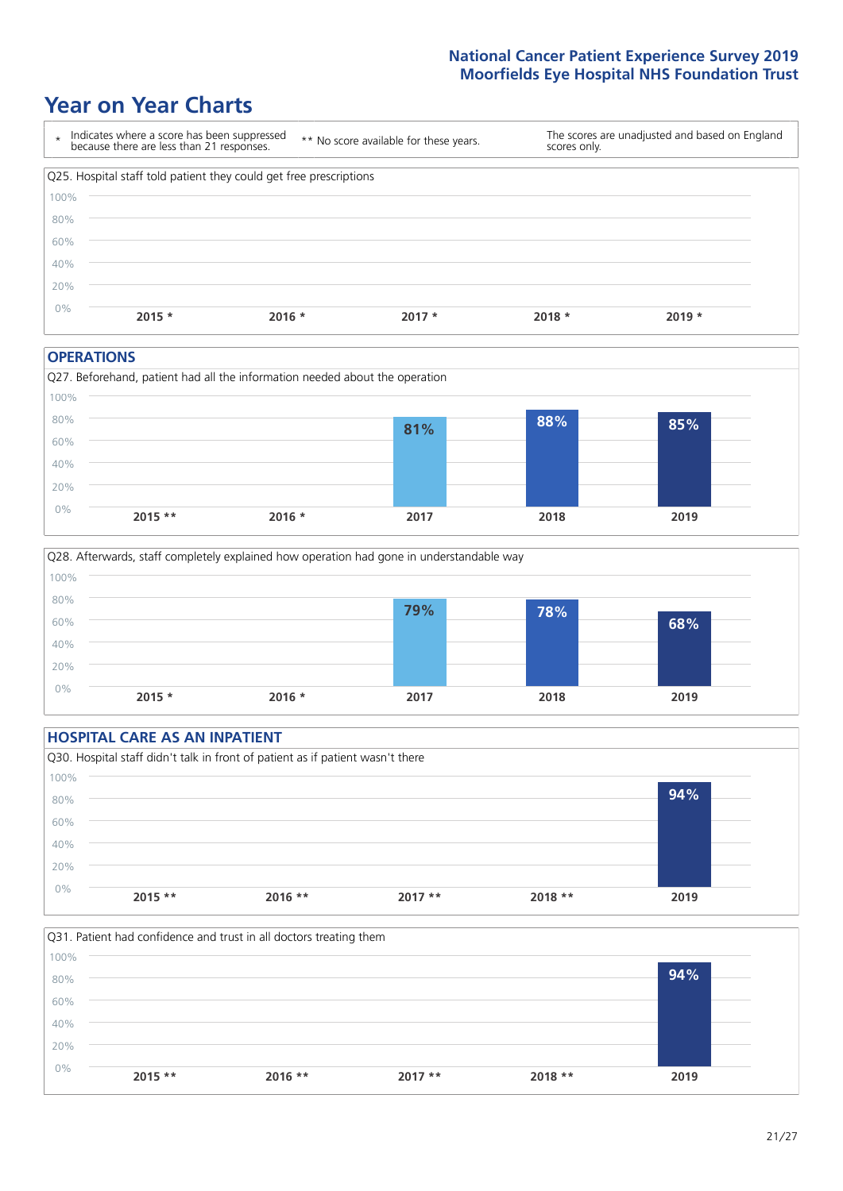# Year on Year Charts

| * Indicates where a score has been suppressed because there are less than 21 responses. | ** No score available for these years. | The scores are unadjusted and based on England scores only. |
|---|---|---|

Q25. Hospital staff told patient they could get free prescriptions

| 2015 * | 2016 * | 2017 * | 2018 * | 2019 * |
|---|---|---|---|---|
| | | | | |

## OPERATIONS

Q27. Beforehand, patient had all the information needed about the operation

| 2015 ** | 2016 * | 2017 | 2018 | 2019 |
|---|---|---|---|---|
| | | 81% | 88% | 85% |

Q28. Afterwards, staff completely explained how operation had gone in understandable way

| 2015 * | 2016 * | 2017 | 2018 | 2019 |
|---|---|---|---|---|
| | | 79% | 78% | 68% |

## HOSPITAL CARE AS AN INPATIENT

Q30. Hospital staff didn't talk in front of patient as if patient wasn't there

| 2015 ** | 2016 ** | 2017 ** | 2018 ** | 2019 |
|---|---|---|---|---|
| | | | | 94% |

Q31. Patient had confidence and trust in all doctors treating them

| 2015 ** | 2016 ** | 2017 ** | 2018 ** | 2019 |
|---|---|---|---|---|
| | | | | 94% |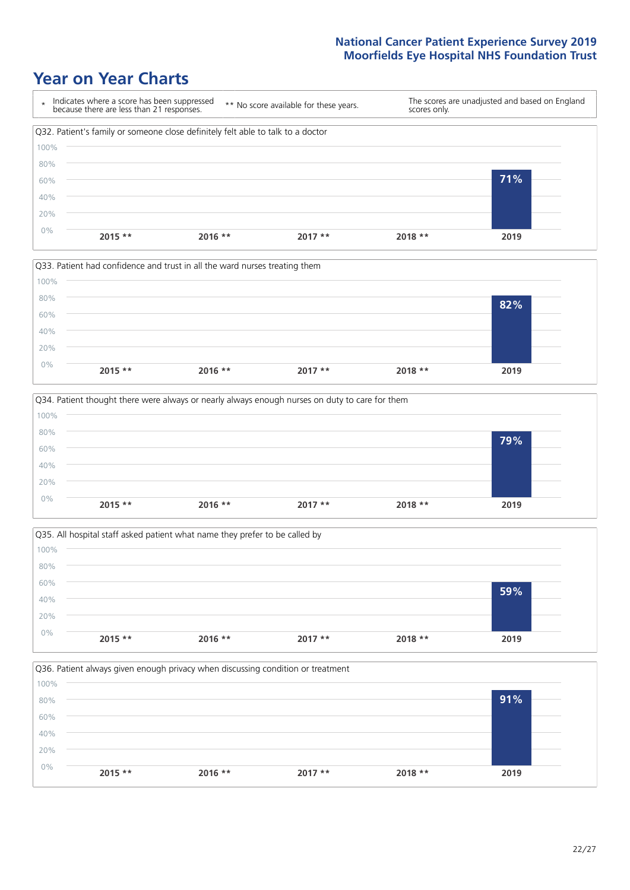# Year on Year Charts

| * | Indicates where a score has been suppressed because there are less than 21 responses. | ** No score available for these years. | The scores are unadjusted and based on England scores only. |
|---|---|---|---|

Q32. Patient's family or someone close definitely felt able to talk to a doctor

| 2015 ** | 2016 ** | 2017 ** | 2018 ** | 2019 |
|---|---|---|---|---|
| | | | | 71% |

Q33. Patient had confidence and trust in all the ward nurses treating them

| 2015 ** | 2016 ** | 2017 ** | 2018 ** | 2019 |
|---|---|---|---|---|
| | | | | 82% |

Q34. Patient thought there were always or nearly always enough nurses on duty to care for them

| 2015 ** | 2016 ** | 2017 ** | 2018 ** | 2019 |
|---|---|---|---|---|
| | | | | 79% |

Q35. All hospital staff asked patient what name they prefer to be called by

| 2015 ** | 2016 ** | 2017 ** | 2018 ** | 2019 |
|---|---|---|---|---|
| | | | | 59% |

Q36. Patient always given enough privacy when discussing condition or treatment

| 2015 ** | 2016 ** | 2017 ** | 2018 ** | 2019 |
|---|---|---|---|---|
| | | | | 91% |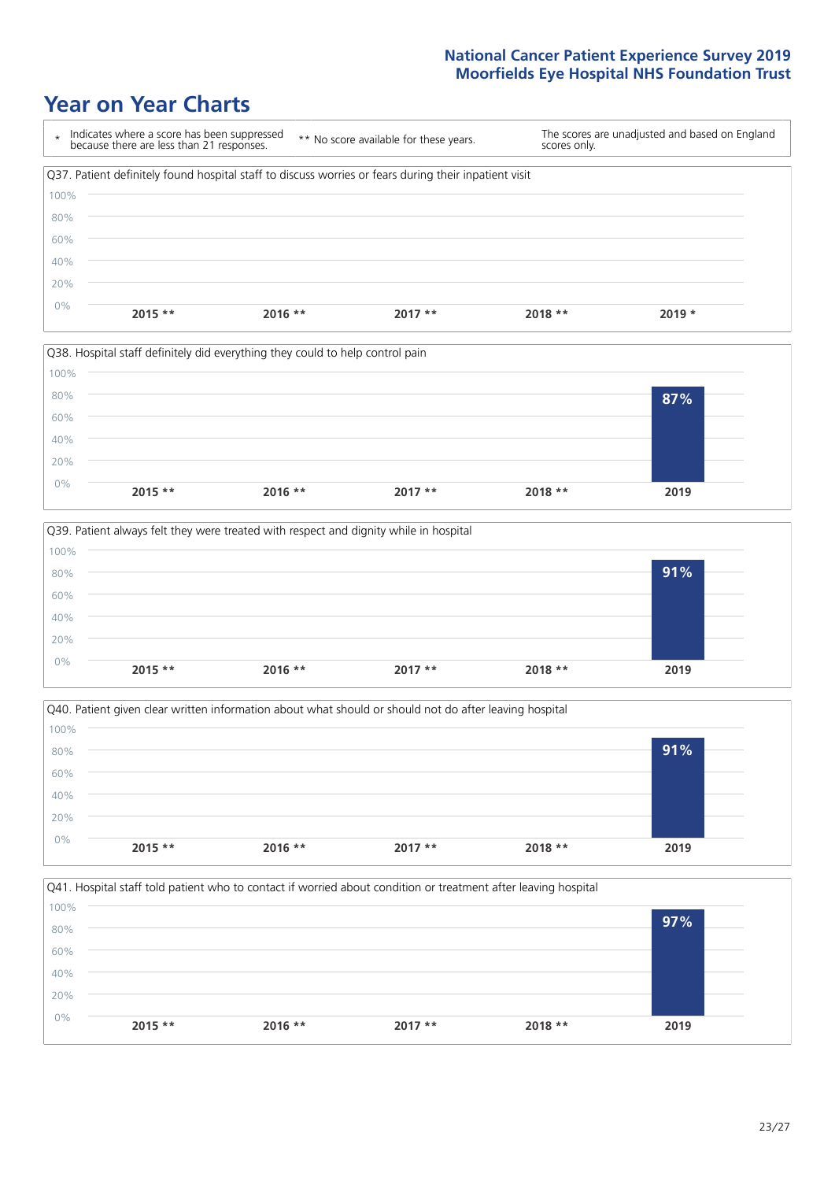# Year on Year Charts

\* Indicates where a score has been suppressed because there are less than 21 responses.

** No score available for these years.

The scores are unadjusted and based on England scores only.

Q37. Patient definitely found hospital staff to discuss worries or fears during their inpatient visit

| 2015 ** | 2016 ** | 2017 ** | 2018 ** | 2019 * |
|---|---|---|---|---|
| | | | | |

Q38. Hospital staff definitely did everything they could to help control pain

| 2015 ** | 2016 ** | 2017 ** | 2018 ** | 2019 |
|---|---|---|---|---|
| | | | | 87% |

Q39. Patient always felt they were treated with respect and dignity while in hospital

| 2015 ** | 2016 ** | 2017 ** | 2018 ** | 2019 |
|---|---|---|---|---|
| | | | | 91% |

Q40. Patient given clear written information about what should or should not do after leaving hospital

| 2015 ** | 2016 ** | 2017 ** | 2018 ** | 2019 |
|---|---|---|---|---|
| | | | | 91% |

Q41. Hospital staff told patient who to contact if worried about condition or treatment after leaving hospital

| 2015 ** | 2016 ** | 2017 ** | 2018 ** | 2019 |
|---|---|---|---|---|
| | | | | 97% |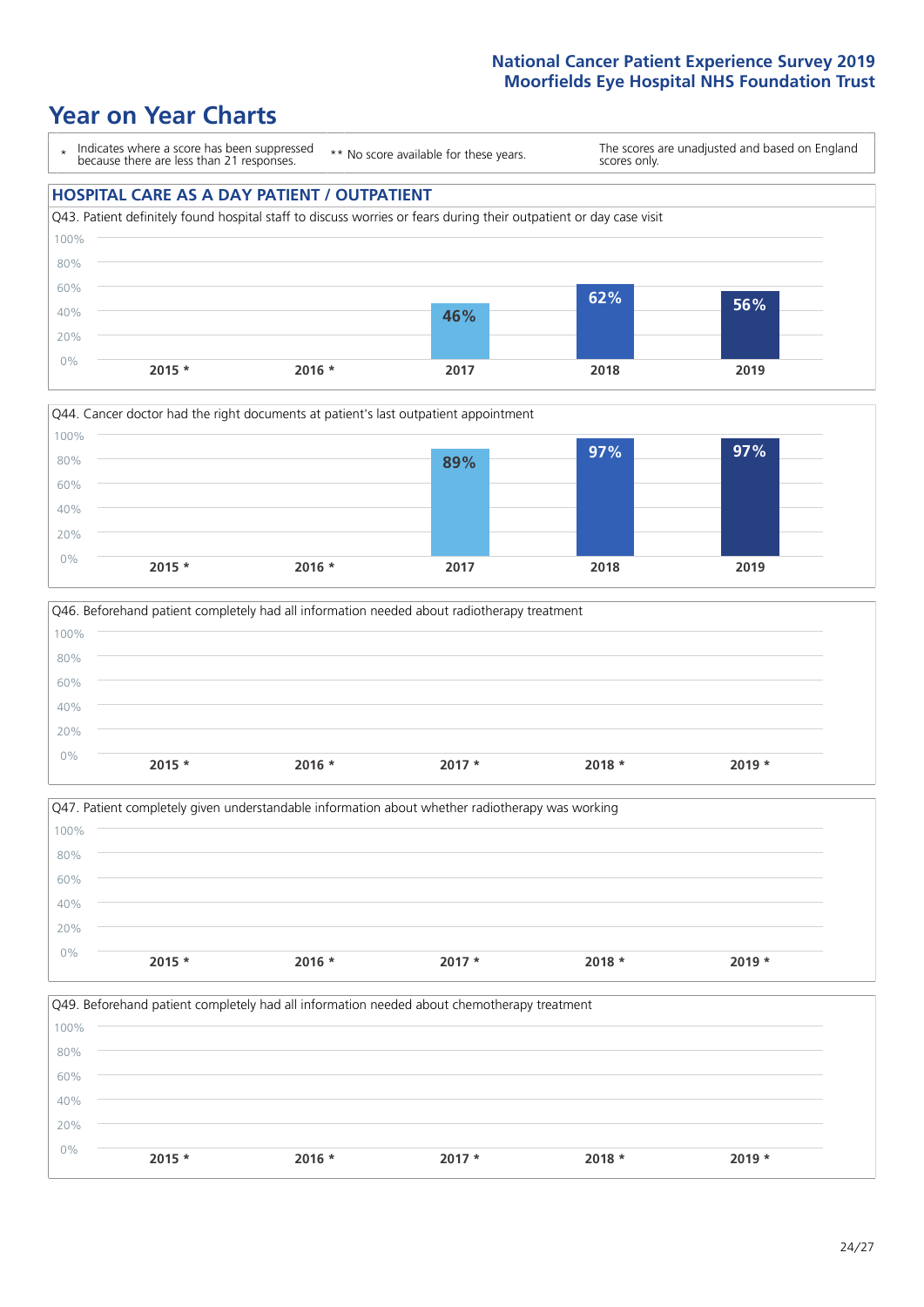# Year on Year Charts

| * Indicates where a score has been suppressed because there are less than 21 responses. | ** No score available for these years. | The scores are unadjusted and based on England scores only. |
|---|---|---|

## HOSPITAL CARE AS A DAY PATIENT / OUTPATIENT

Q43. Patient definitely found hospital staff to discuss worries or fears during their outpatient or day case visit

| 2015 * | 2016 * | 2017 | 2018 | 2019 |
|---|---|---|---|---|
| | | 46% | 62% | 56% |

Q44. Cancer doctor had the right documents at patient's last outpatient appointment

| 2015 * | 2016 * | 2017 | 2018 | 2019 |
|---|---|---|---|---|
| | | 89% | 97% | 97% |

Q46. Beforehand patient completely had all information needed about radiotherapy treatment

| 2015 * | 2016 * | 2017 * | 2018 * | 2019 * |
|---|---|---|---|---|
| | | | | |

Q47. Patient completely given understandable information about whether radiotherapy was working

| 2015 * | 2016 * | 2017 * | 2018 * | 2019 * |
|---|---|---|---|---|
| | | | | |

Q49. Beforehand patient completely had all information needed about chemotherapy treatment

| 2015 * | 2016 * | 2017 * | 2018 * | 2019 * |
|---|---|---|---|---|
| | | | | |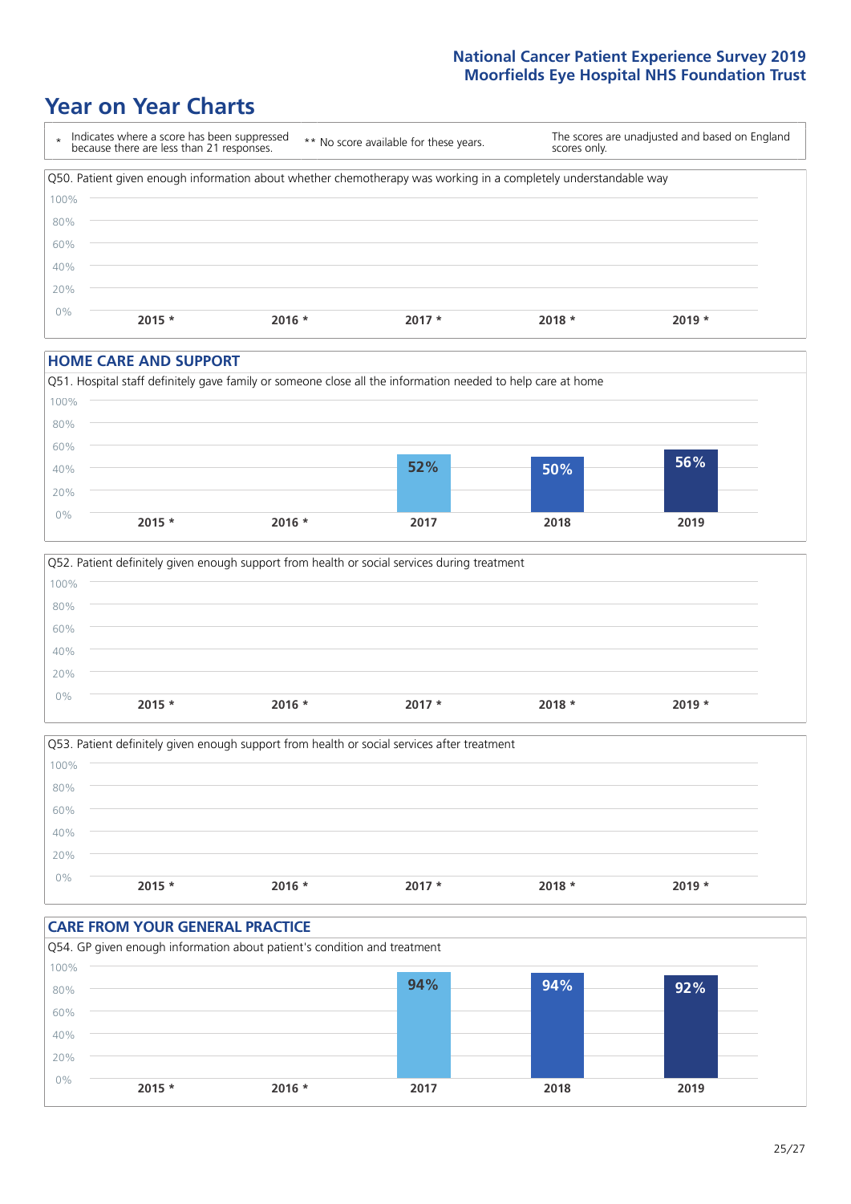# Year on Year Charts

\* Indicates where a score has been suppressed because there are less than 21 responses. ** No score available for these years. The scores are unadjusted and based on England scores only.

Q50. Patient given enough information about whether chemotherapy was working in a completely understandable way

| 2015 * | 2016 * | 2017 * | 2018 * | 2019 * |
|---|---|---|---|---|
| | | | | |

## HOME CARE AND SUPPORT

Q51. Hospital staff definitely gave family or someone close all the information needed to help care at home

| 2015 * | 2016 * | 2017 | 2018 | 2019 |
|---|---|---|---|---|
| | | 52% | 50% | 56% |

Q52. Patient definitely given enough support from health or social services during treatment

| 2015 * | 2016 * | 2017 * | 2018 * | 2019 * |
|---|---|---|---|---|
| | | | | |

Q53. Patient definitely given enough support from health or social services after treatment

| 2015 * | 2016 * | 2017 * | 2018 * | 2019 * |
|---|---|---|---|---|
| | | | | |

## CARE FROM YOUR GENERAL PRACTICE

Q54. GP given enough information about patient's condition and treatment

| 2015 * | 2016 * | 2017 | 2018 | 2019 |
|---|---|---|---|---|
| | | 94% | 94% | 92% |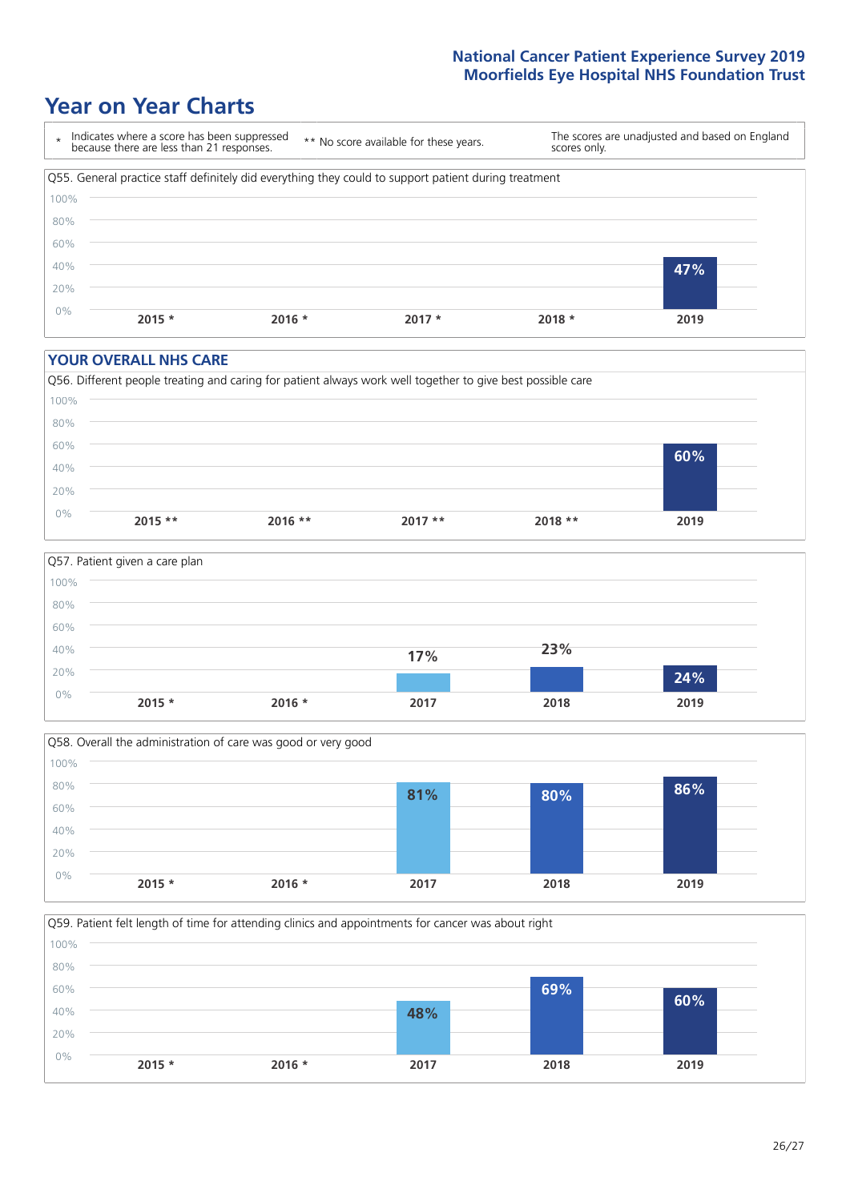## Year on Year Charts

| * Indicates where a score has been suppressed because there are less than 21 responses. | ** No score available for these years. | The scores are unadjusted and based on England scores only. |
|---|---|---|

Q55. General practice staff definitely did everything they could to support patient during treatment

| 2015 * | 2016 * | 2017 * | 2018 * | 2019 |
|---|---|---|---|---|
| | | | | 47% |

### YOUR OVERALL NHS CARE

Q56. Different people treating and caring for patient always work well together to give best possible care

| 2015 ** | 2016 ** | 2017 ** | 2018 ** | 2019 |
|---|---|---|---|---|
| | | | | 60% |

Q57. Patient given a care plan

| 2015 * | 2016 * | 2017 | 2018 | 2019 |
|---|---|---|---|---|
| | | 17% | 23% | 24% |

Q58. Overall the administration of care was good or very good

| 2015 * | 2016 * | 2017 | 2018 | 2019 |
|---|---|---|---|---|
| | | 81% | 80% | 86% |

Q59. Patient felt length of time for attending clinics and appointments for cancer was about right

| 2015 * | 2016 * | 2017 | 2018 | 2019 |
|---|---|---|---|---|
| | | 48% | 69% | 60% |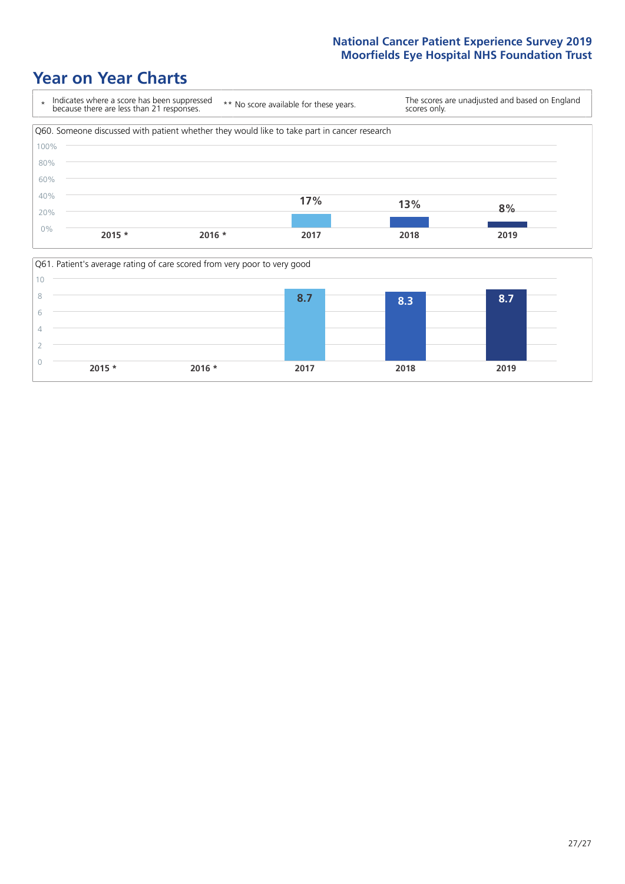# Year on Year Charts

\* Indicates where a score has been suppressed because there are less than 21 responses.

** No score available for these years.

The scores are unadjusted and based on England scores only.

Q60. Someone discussed with patient whether they would like to take part in cancer research

100%
80%
60%
40%
20%
0%

17%
13%
8%

2015 *
2016 *
2017
2018
2019

Q61. Patient's average rating of care scored from very poor to very good

10
8
6
4
2
0

8.7
8.3
8.7

2015 *
2016 *
2017
2018
2019